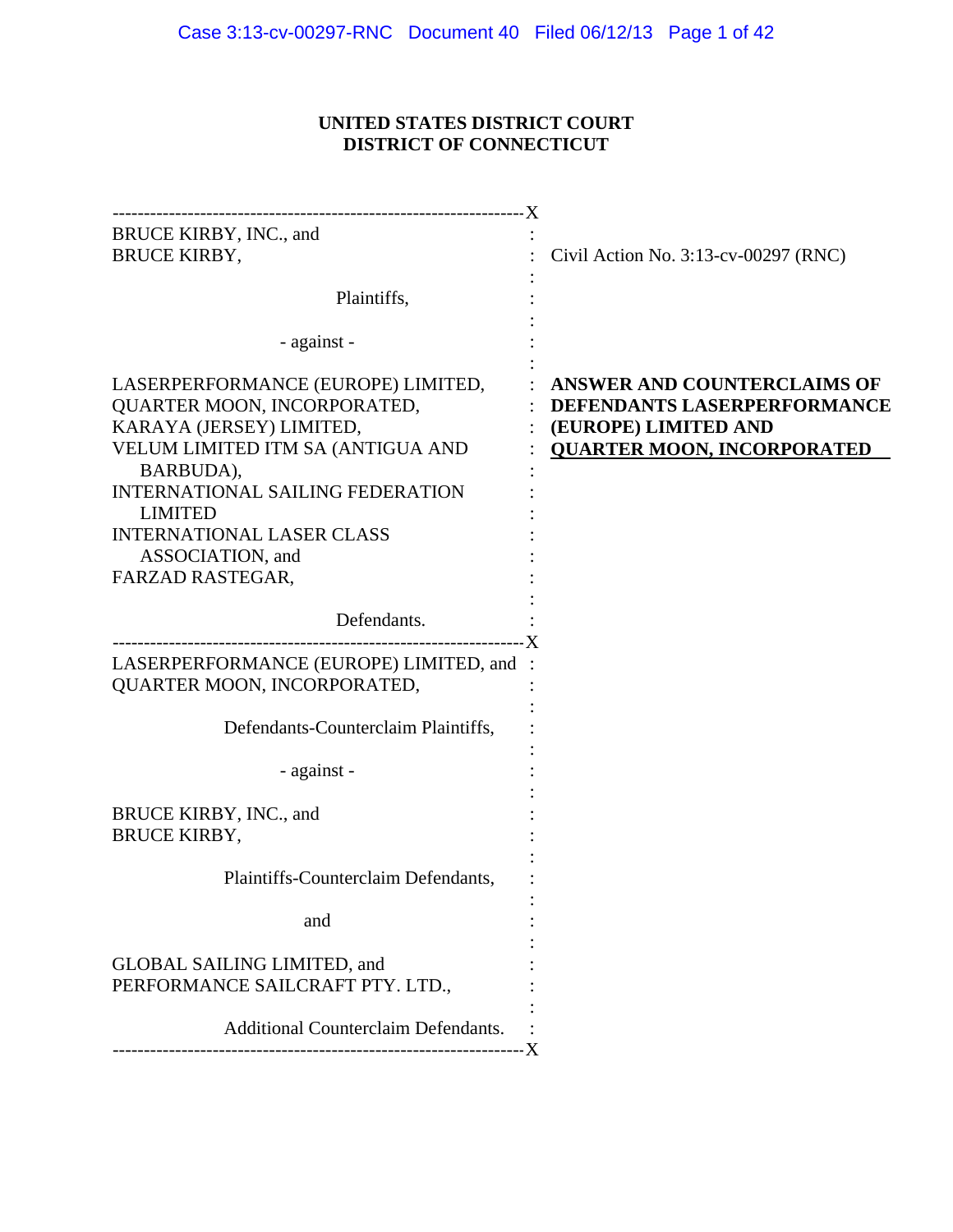**UNITED STATES DISTRICT COURT**
**DISTRICT OF CONNECTICUT**

---

BRUCE KIRBY, INC., and
BRUCE KIRBY,

Plaintiffs,

- against -

LASERPERFORMANCE (EUROPE) LIMITED,
QUARTER MOON, INCORPORATED,
KARAYA (JERSEY) LIMITED,
VELUM LIMITED ITM SA (ANTIGUA AND BARBUDA),
INTERNATIONAL SAILING FEDERATION LIMITED
INTERNATIONAL LASER CLASS ASSOCIATION, and
FARZAD RASTEGAR,

Defendants.

---

LASERPERFORMANCE (EUROPE) LIMITED, and
QUARTER MOON, INCORPORATED,

Defendants-Counterclaim Plaintiffs,

- against -

BRUCE KIRBY, INC., and
BRUCE KIRBY,

Plaintiffs-Counterclaim Defendants,

and

GLOBAL SAILING LIMITED, and
PERFORMANCE SAILCRAFT PTY. LTD.,

Additional Counterclaim Defendants.

---

Civil Action No. 3:13-cv-00297 (RNC)

**ANSWER AND COUNTERCLAIMS OF DEFENDANTS LASERPERFORMANCE (EUROPE) LIMITED AND QUARTER MOON, INCORPORATED**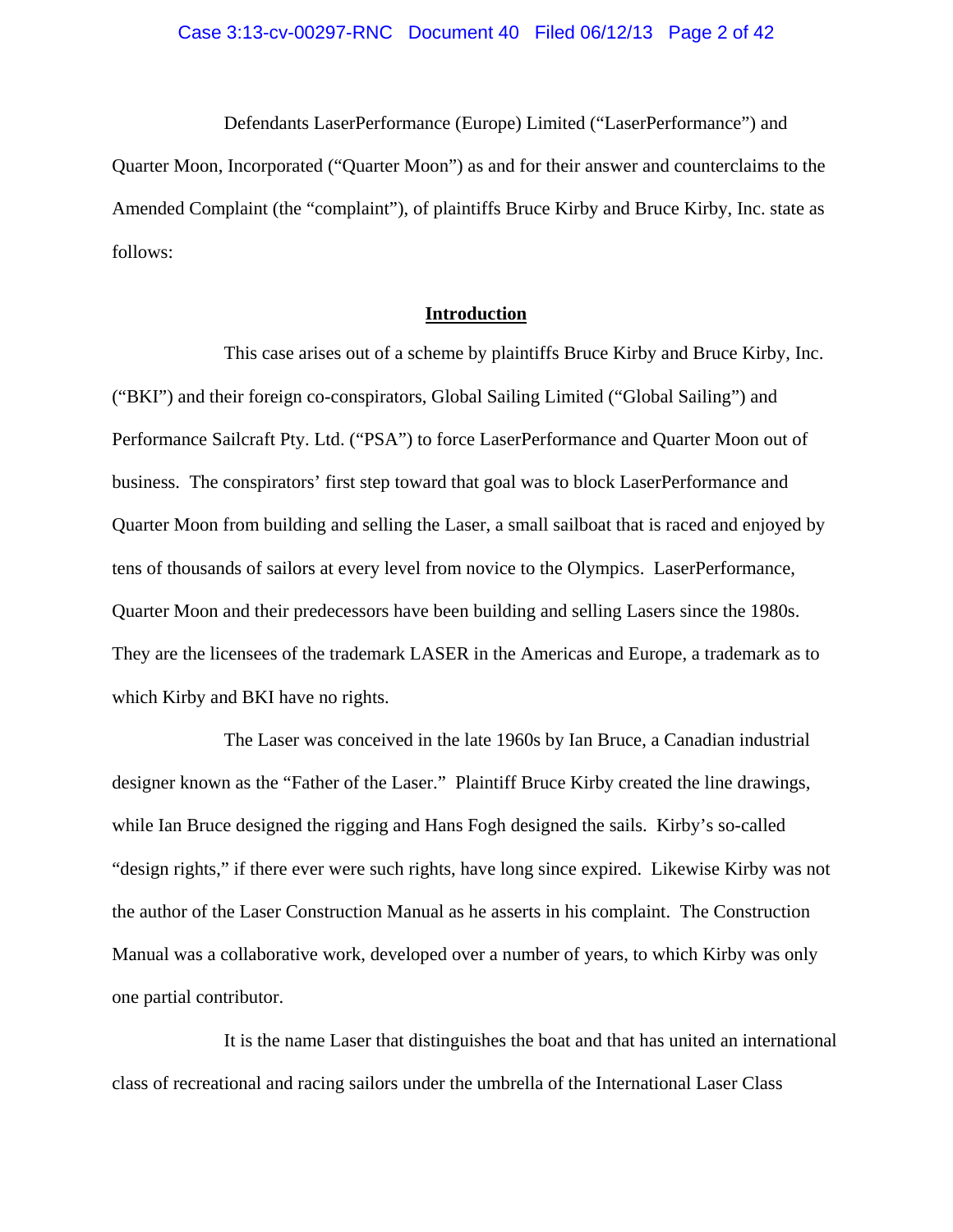Defendants LaserPerformance (Europe) Limited ("LaserPerformance") and Quarter Moon, Incorporated ("Quarter Moon") as and for their answer and counterclaims to the Amended Complaint (the "complaint"), of plaintiffs Bruce Kirby and Bruce Kirby, Inc. state as follows:

## Introduction

This case arises out of a scheme by plaintiffs Bruce Kirby and Bruce Kirby, Inc. ("BKI") and their foreign co-conspirators, Global Sailing Limited ("Global Sailing") and Performance Sailcraft Pty. Ltd. ("PSA") to force LaserPerformance and Quarter Moon out of business. The conspirators' first step toward that goal was to block LaserPerformance and Quarter Moon from building and selling the Laser, a small sailboat that is raced and enjoyed by tens of thousands of sailors at every level from novice to the Olympics. LaserPerformance, Quarter Moon and their predecessors have been building and selling Lasers since the 1980s. They are the licensees of the trademark LASER in the Americas and Europe, a trademark as to which Kirby and BKI have no rights.

The Laser was conceived in the late 1960s by Ian Bruce, a Canadian industrial designer known as the "Father of the Laser." Plaintiff Bruce Kirby created the line drawings, while Ian Bruce designed the rigging and Hans Fogh designed the sails. Kirby's so-called "design rights," if there ever were such rights, have long since expired. Likewise Kirby was not the author of the Laser Construction Manual as he asserts in his complaint. The Construction Manual was a collaborative work, developed over a number of years, to which Kirby was only one partial contributor.

It is the name Laser that distinguishes the boat and that has united an international class of recreational and racing sailors under the umbrella of the International Laser Class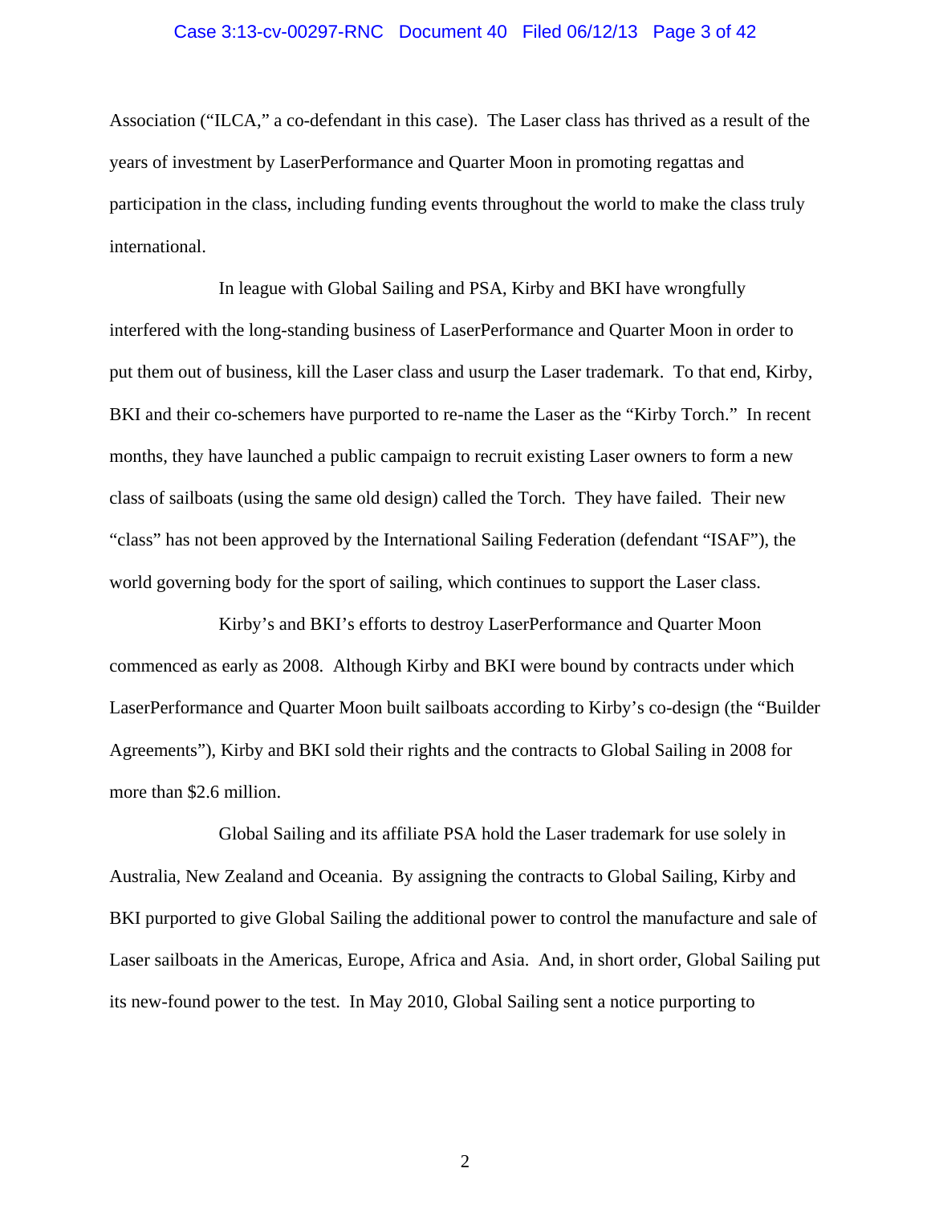Association ("ILCA," a co-defendant in this case). The Laser class has thrived as a result of the years of investment by LaserPerformance and Quarter Moon in promoting regattas and participation in the class, including funding events throughout the world to make the class truly international.

In league with Global Sailing and PSA, Kirby and BKI have wrongfully interfered with the long-standing business of LaserPerformance and Quarter Moon in order to put them out of business, kill the Laser class and usurp the Laser trademark. To that end, Kirby, BKI and their co-schemers have purported to re-name the Laser as the "Kirby Torch." In recent months, they have launched a public campaign to recruit existing Laser owners to form a new class of sailboats (using the same old design) called the Torch. They have failed. Their new "class" has not been approved by the International Sailing Federation (defendant "ISAF"), the world governing body for the sport of sailing, which continues to support the Laser class.

Kirby's and BKI's efforts to destroy LaserPerformance and Quarter Moon commenced as early as 2008. Although Kirby and BKI were bound by contracts under which LaserPerformance and Quarter Moon built sailboats according to Kirby's co-design (the "Builder Agreements"), Kirby and BKI sold their rights and the contracts to Global Sailing in 2008 for more than $2.6 million.

Global Sailing and its affiliate PSA hold the Laser trademark for use solely in Australia, New Zealand and Oceania. By assigning the contracts to Global Sailing, Kirby and BKI purported to give Global Sailing the additional power to control the manufacture and sale of Laser sailboats in the Americas, Europe, Africa and Asia. And, in short order, Global Sailing put its new-found power to the test. In May 2010, Global Sailing sent a notice purporting to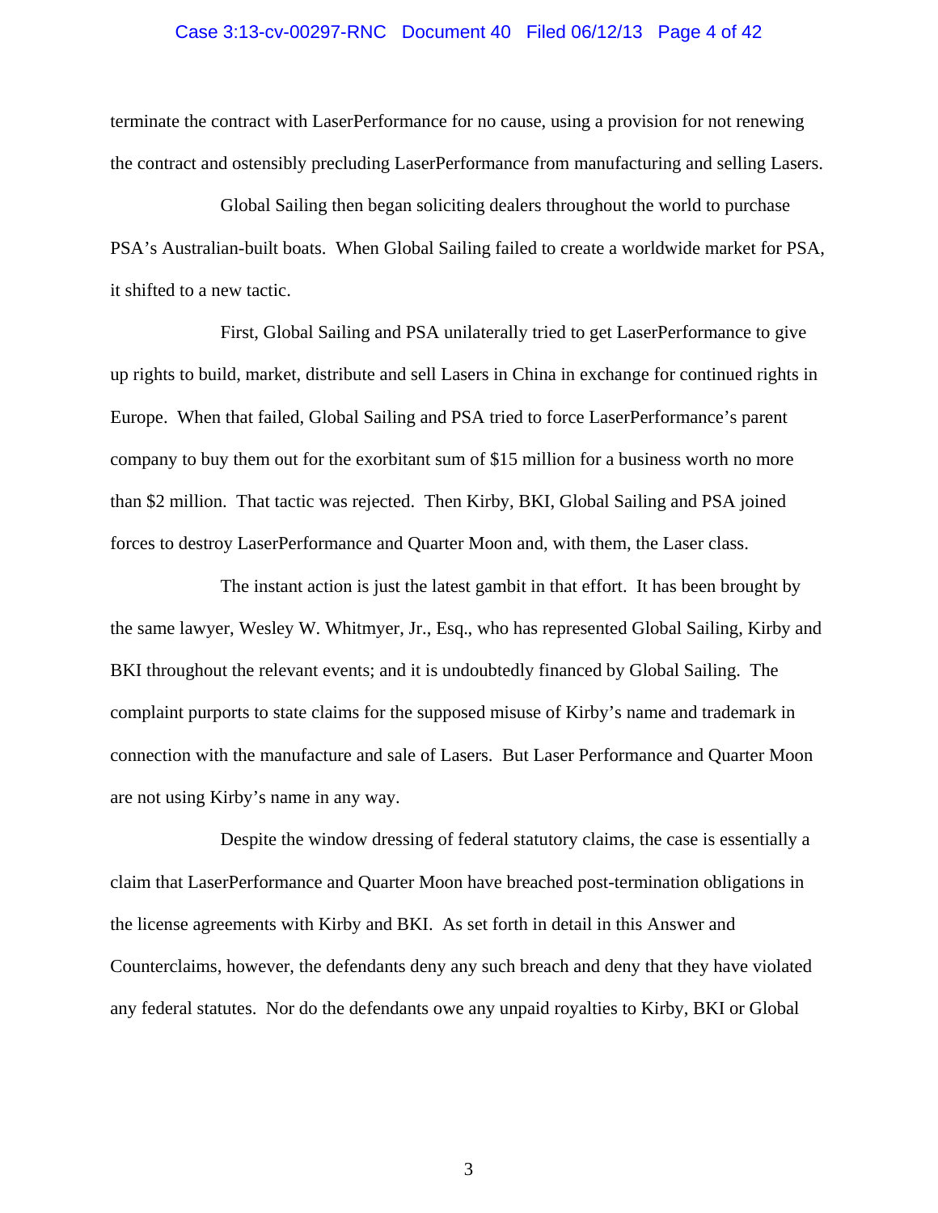terminate the contract with LaserPerformance for no cause, using a provision for not renewing the contract and ostensibly precluding LaserPerformance from manufacturing and selling Lasers.

Global Sailing then began soliciting dealers throughout the world to purchase PSA's Australian-built boats. When Global Sailing failed to create a worldwide market for PSA, it shifted to a new tactic.

First, Global Sailing and PSA unilaterally tried to get LaserPerformance to give up rights to build, market, distribute and sell Lasers in China in exchange for continued rights in Europe. When that failed, Global Sailing and PSA tried to force LaserPerformance's parent company to buy them out for the exorbitant sum of $15 million for a business worth no more than $2 million. That tactic was rejected. Then Kirby, BKI, Global Sailing and PSA joined forces to destroy LaserPerformance and Quarter Moon and, with them, the Laser class.

The instant action is just the latest gambit in that effort. It has been brought by the same lawyer, Wesley W. Whitmyer, Jr., Esq., who has represented Global Sailing, Kirby and BKI throughout the relevant events; and it is undoubtedly financed by Global Sailing. The complaint purports to state claims for the supposed misuse of Kirby's name and trademark in connection with the manufacture and sale of Lasers. But Laser Performance and Quarter Moon are not using Kirby's name in any way.

Despite the window dressing of federal statutory claims, the case is essentially a claim that LaserPerformance and Quarter Moon have breached post-termination obligations in the license agreements with Kirby and BKI. As set forth in detail in this Answer and Counterclaims, however, the defendants deny any such breach and deny that they have violated any federal statutes. Nor do the defendants owe any unpaid royalties to Kirby, BKI or Global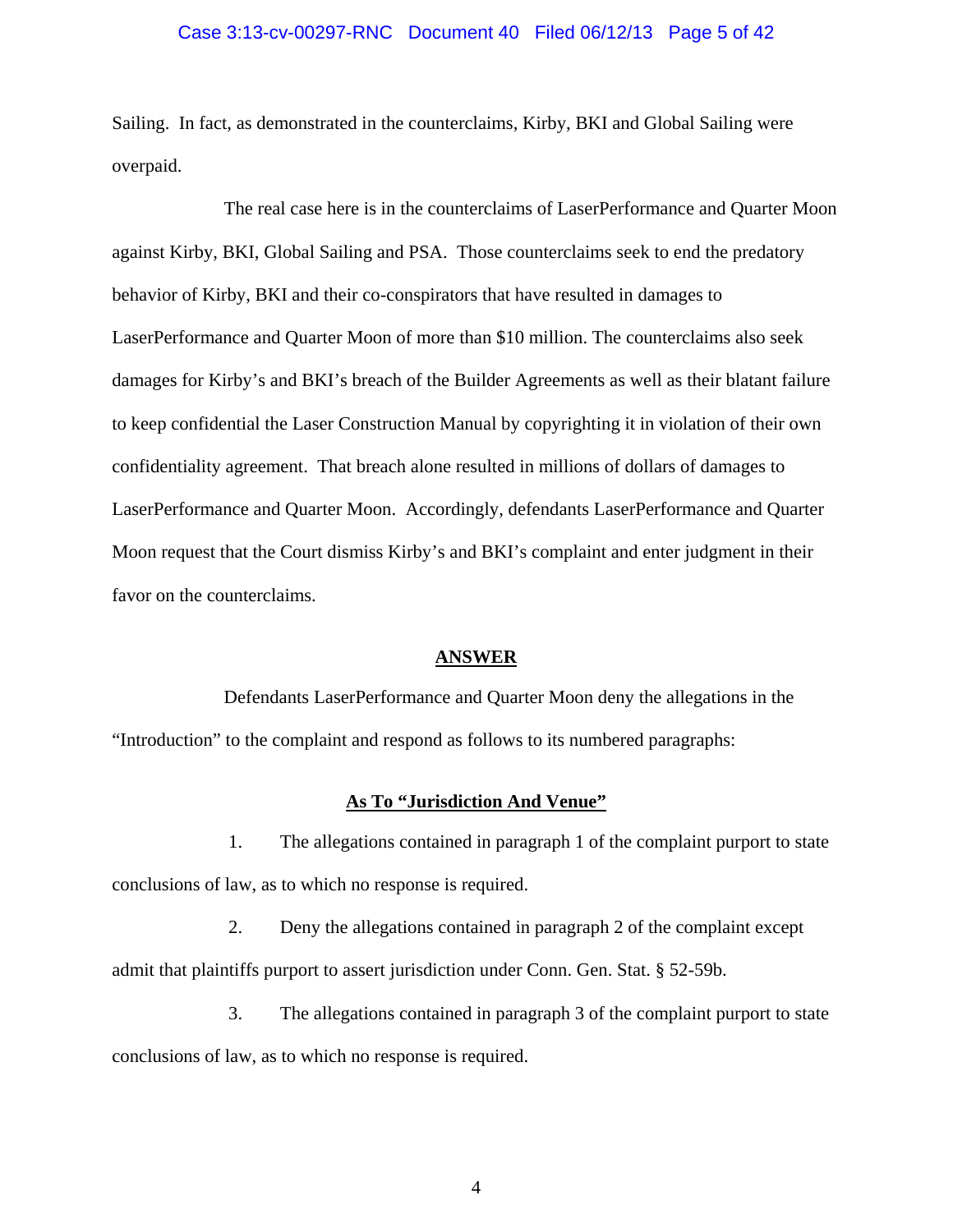Sailing. In fact, as demonstrated in the counterclaims, Kirby, BKI and Global Sailing were overpaid.

The real case here is in the counterclaims of LaserPerformance and Quarter Moon against Kirby, BKI, Global Sailing and PSA. Those counterclaims seek to end the predatory behavior of Kirby, BKI and their co-conspirators that have resulted in damages to LaserPerformance and Quarter Moon of more than $10 million. The counterclaims also seek damages for Kirby's and BKI's breach of the Builder Agreements as well as their blatant failure to keep confidential the Laser Construction Manual by copyrighting it in violation of their own confidentiality agreement. That breach alone resulted in millions of dollars of damages to LaserPerformance and Quarter Moon. Accordingly, defendants LaserPerformance and Quarter Moon request that the Court dismiss Kirby's and BKI's complaint and enter judgment in their favor on the counterclaims.

## ANSWER

Defendants LaserPerformance and Quarter Moon deny the allegations in the "Introduction" to the complaint and respond as follows to its numbered paragraphs:

### As To "Jurisdiction And Venue"

1. The allegations contained in paragraph 1 of the complaint purport to state conclusions of law, as to which no response is required.

2. Deny the allegations contained in paragraph 2 of the complaint except admit that plaintiffs purport to assert jurisdiction under Conn. Gen. Stat. § 52-59b.

3. The allegations contained in paragraph 3 of the complaint purport to state conclusions of law, as to which no response is required.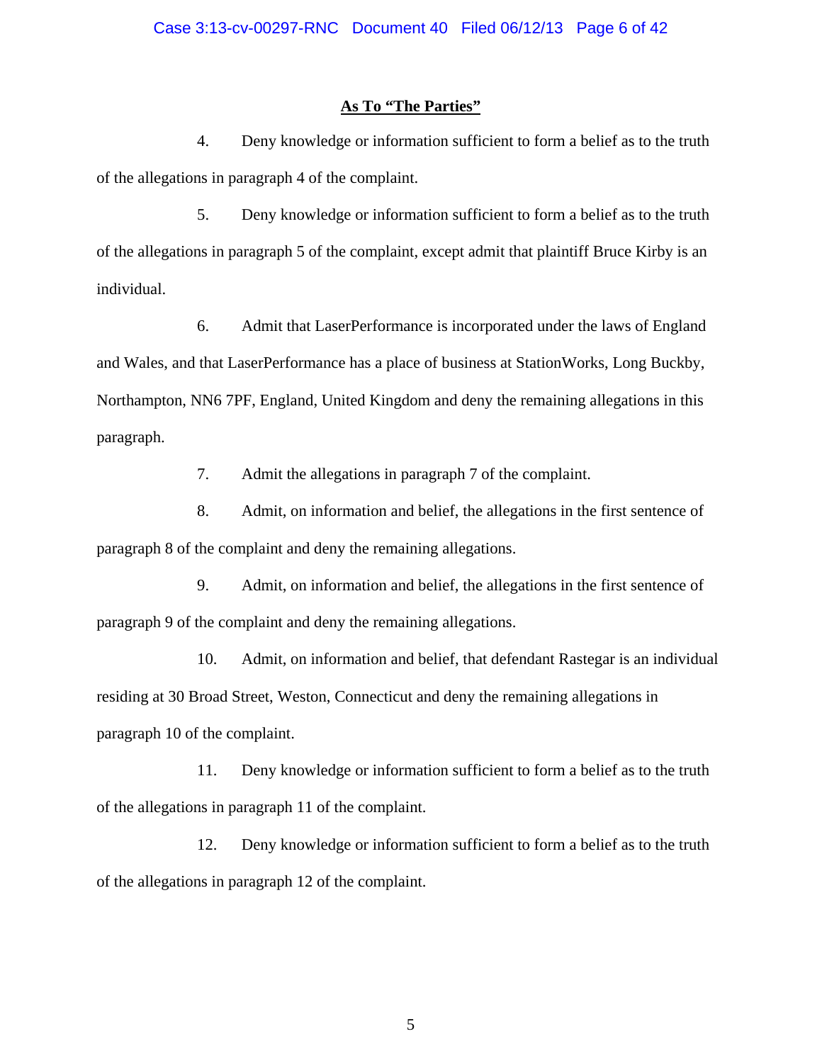## As To "The Parties"

4. Deny knowledge or information sufficient to form a belief as to the truth of the allegations in paragraph 4 of the complaint.

5. Deny knowledge or information sufficient to form a belief as to the truth of the allegations in paragraph 5 of the complaint, except admit that plaintiff Bruce Kirby is an individual.

6. Admit that LaserPerformance is incorporated under the laws of England and Wales, and that LaserPerformance has a place of business at StationWorks, Long Buckby, Northampton, NN6 7PF, England, United Kingdom and deny the remaining allegations in this paragraph.

7. Admit the allegations in paragraph 7 of the complaint.

8. Admit, on information and belief, the allegations in the first sentence of paragraph 8 of the complaint and deny the remaining allegations.

9. Admit, on information and belief, the allegations in the first sentence of paragraph 9 of the complaint and deny the remaining allegations.

10. Admit, on information and belief, that defendant Rastegar is an individual residing at 30 Broad Street, Weston, Connecticut and deny the remaining allegations in paragraph 10 of the complaint.

11. Deny knowledge or information sufficient to form a belief as to the truth of the allegations in paragraph 11 of the complaint.

12. Deny knowledge or information sufficient to form a belief as to the truth of the allegations in paragraph 12 of the complaint.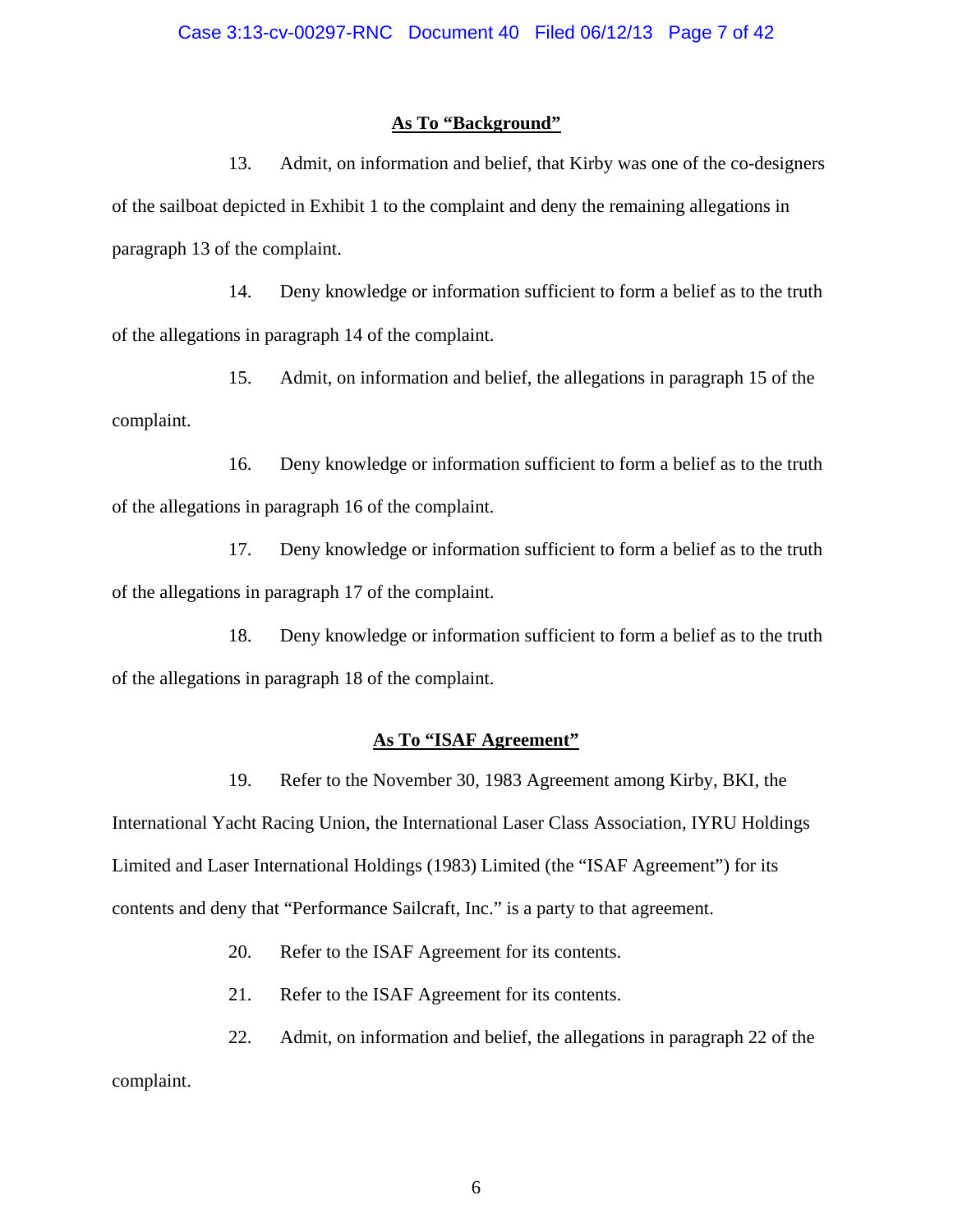## As To "Background"

13. Admit, on information and belief, that Kirby was one of the co-designers of the sailboat depicted in Exhibit 1 to the complaint and deny the remaining allegations in paragraph 13 of the complaint.

14. Deny knowledge or information sufficient to form a belief as to the truth of the allegations in paragraph 14 of the complaint.

15. Admit, on information and belief, the allegations in paragraph 15 of the complaint.

16. Deny knowledge or information sufficient to form a belief as to the truth of the allegations in paragraph 16 of the complaint.

17. Deny knowledge or information sufficient to form a belief as to the truth of the allegations in paragraph 17 of the complaint.

18. Deny knowledge or information sufficient to form a belief as to the truth of the allegations in paragraph 18 of the complaint.

## As To "ISAF Agreement"

19. Refer to the November 30, 1983 Agreement among Kirby, BKI, the International Yacht Racing Union, the International Laser Class Association, IYRU Holdings Limited and Laser International Holdings (1983) Limited (the "ISAF Agreement") for its contents and deny that "Performance Sailcraft, Inc." is a party to that agreement.

20. Refer to the ISAF Agreement for its contents.

21. Refer to the ISAF Agreement for its contents.

22. Admit, on information and belief, the allegations in paragraph 22 of the complaint.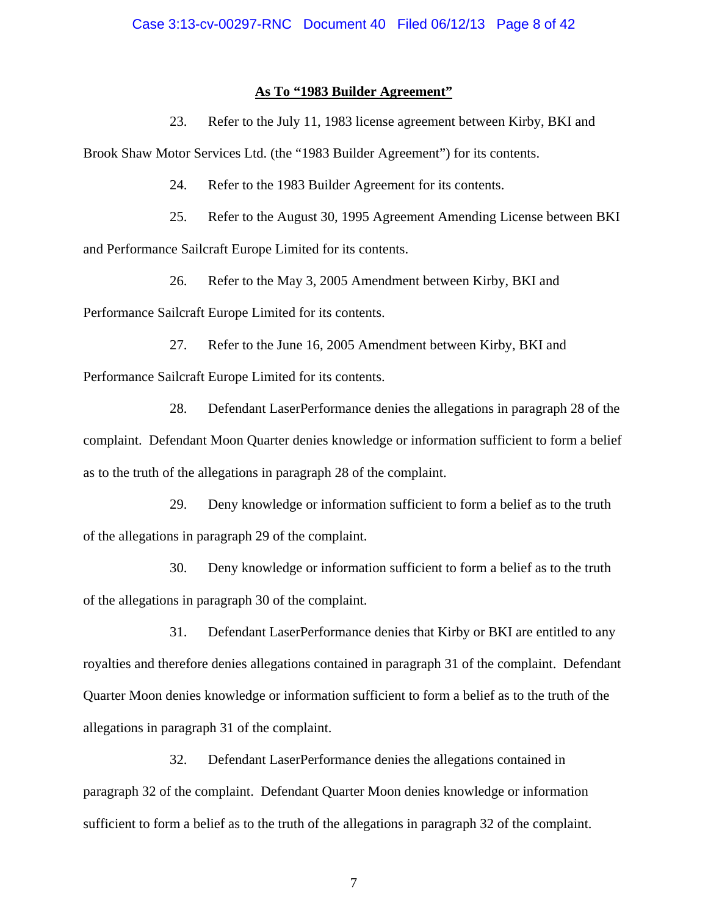**As To "1983 Builder Agreement"**

23. Refer to the July 11, 1983 license agreement between Kirby, BKI and Brook Shaw Motor Services Ltd. (the "1983 Builder Agreement") for its contents.

24. Refer to the 1983 Builder Agreement for its contents.

25. Refer to the August 30, 1995 Agreement Amending License between BKI and Performance Sailcraft Europe Limited for its contents.

26. Refer to the May 3, 2005 Amendment between Kirby, BKI and Performance Sailcraft Europe Limited for its contents.

27. Refer to the June 16, 2005 Amendment between Kirby, BKI and Performance Sailcraft Europe Limited for its contents.

28. Defendant LaserPerformance denies the allegations in paragraph 28 of the complaint. Defendant Moon Quarter denies knowledge or information sufficient to form a belief as to the truth of the allegations in paragraph 28 of the complaint.

29. Deny knowledge or information sufficient to form a belief as to the truth of the allegations in paragraph 29 of the complaint.

30. Deny knowledge or information sufficient to form a belief as to the truth of the allegations in paragraph 30 of the complaint.

31. Defendant LaserPerformance denies that Kirby or BKI are entitled to any royalties and therefore denies allegations contained in paragraph 31 of the complaint. Defendant Quarter Moon denies knowledge or information sufficient to form a belief as to the truth of the allegations in paragraph 31 of the complaint.

32. Defendant LaserPerformance denies the allegations contained in paragraph 32 of the complaint. Defendant Quarter Moon denies knowledge or information sufficient to form a belief as to the truth of the allegations in paragraph 32 of the complaint.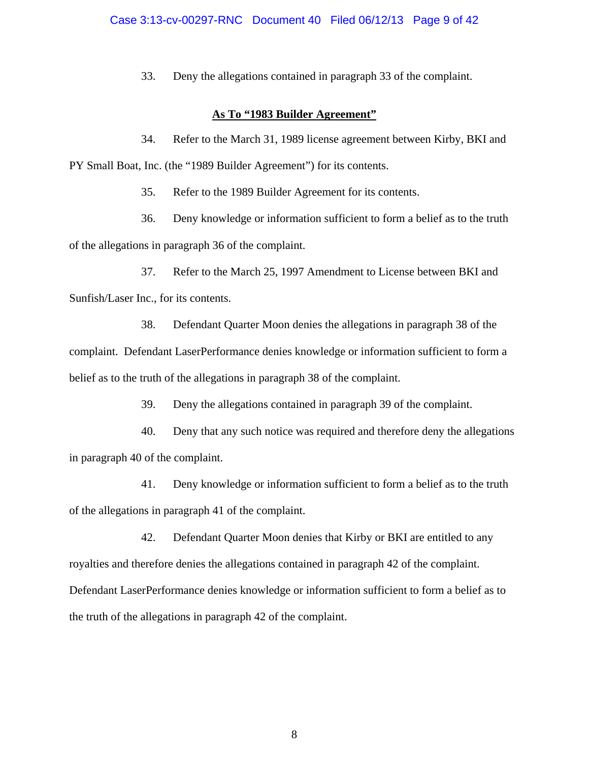33. Deny the allegations contained in paragraph 33 of the complaint.

**<u>As To "1983 Builder Agreement"</u>**

34. Refer to the March 31, 1989 license agreement between Kirby, BKI and PY Small Boat, Inc. (the "1989 Builder Agreement") for its contents.

35. Refer to the 1989 Builder Agreement for its contents.

36. Deny knowledge or information sufficient to form a belief as to the truth of the allegations in paragraph 36 of the complaint.

37. Refer to the March 25, 1997 Amendment to License between BKI and Sunfish/Laser Inc., for its contents.

38. Defendant Quarter Moon denies the allegations in paragraph 38 of the complaint. Defendant LaserPerformance denies knowledge or information sufficient to form a belief as to the truth of the allegations in paragraph 38 of the complaint.

39. Deny the allegations contained in paragraph 39 of the complaint.

40. Deny that any such notice was required and therefore deny the allegations in paragraph 40 of the complaint.

41. Deny knowledge or information sufficient to form a belief as to the truth of the allegations in paragraph 41 of the complaint.

42. Defendant Quarter Moon denies that Kirby or BKI are entitled to any royalties and therefore denies the allegations contained in paragraph 42 of the complaint. Defendant LaserPerformance denies knowledge or information sufficient to form a belief as to the truth of the allegations in paragraph 42 of the complaint.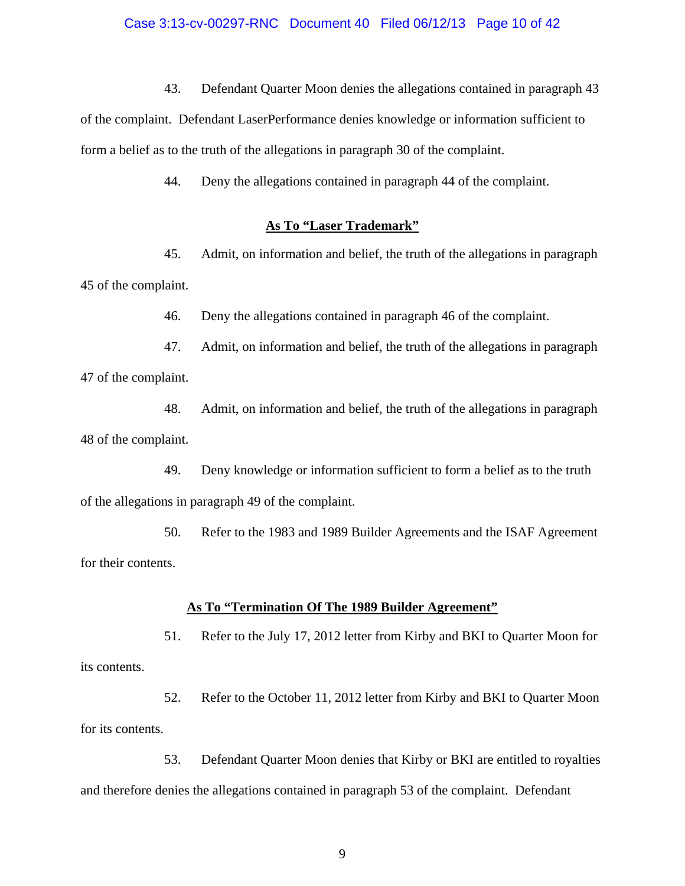43. Defendant Quarter Moon denies the allegations contained in paragraph 43 of the complaint. Defendant LaserPerformance denies knowledge or information sufficient to form a belief as to the truth of the allegations in paragraph 30 of the complaint.

44. Deny the allegations contained in paragraph 44 of the complaint.

**As To "Laser Trademark"**

45. Admit, on information and belief, the truth of the allegations in paragraph 45 of the complaint.

46. Deny the allegations contained in paragraph 46 of the complaint.

47. Admit, on information and belief, the truth of the allegations in paragraph 47 of the complaint.

48. Admit, on information and belief, the truth of the allegations in paragraph 48 of the complaint.

49. Deny knowledge or information sufficient to form a belief as to the truth of the allegations in paragraph 49 of the complaint.

50. Refer to the 1983 and 1989 Builder Agreements and the ISAF Agreement for their contents.

**As To "Termination Of The 1989 Builder Agreement"**

51. Refer to the July 17, 2012 letter from Kirby and BKI to Quarter Moon for its contents.

52. Refer to the October 11, 2012 letter from Kirby and BKI to Quarter Moon for its contents.

53. Defendant Quarter Moon denies that Kirby or BKI are entitled to royalties and therefore denies the allegations contained in paragraph 53 of the complaint. Defendant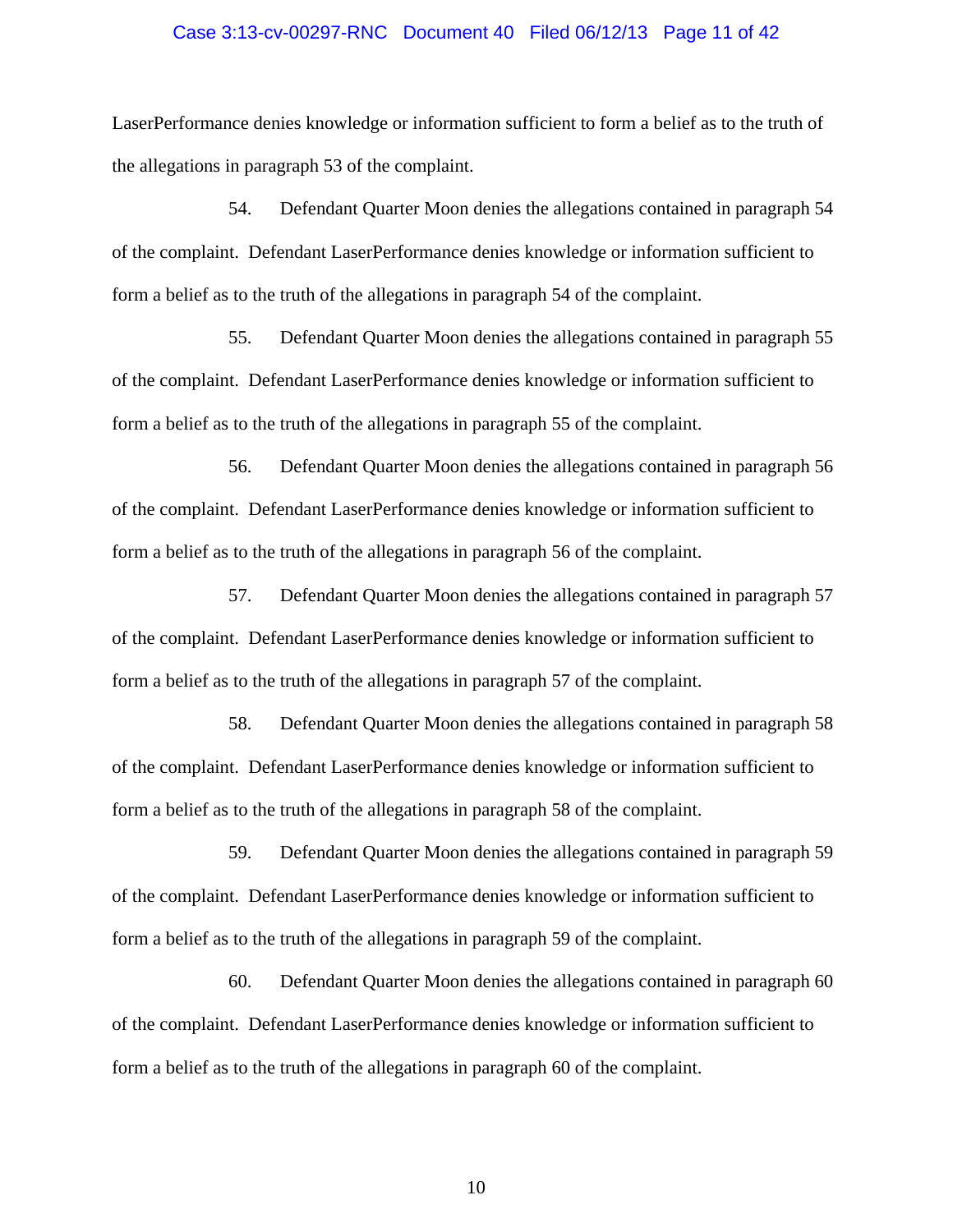LaserPerformance denies knowledge or information sufficient to form a belief as to the truth of the allegations in paragraph 53 of the complaint.

54. Defendant Quarter Moon denies the allegations contained in paragraph 54 of the complaint. Defendant LaserPerformance denies knowledge or information sufficient to form a belief as to the truth of the allegations in paragraph 54 of the complaint.

55. Defendant Quarter Moon denies the allegations contained in paragraph 55 of the complaint. Defendant LaserPerformance denies knowledge or information sufficient to form a belief as to the truth of the allegations in paragraph 55 of the complaint.

56. Defendant Quarter Moon denies the allegations contained in paragraph 56 of the complaint. Defendant LaserPerformance denies knowledge or information sufficient to form a belief as to the truth of the allegations in paragraph 56 of the complaint.

57. Defendant Quarter Moon denies the allegations contained in paragraph 57 of the complaint. Defendant LaserPerformance denies knowledge or information sufficient to form a belief as to the truth of the allegations in paragraph 57 of the complaint.

58. Defendant Quarter Moon denies the allegations contained in paragraph 58 of the complaint. Defendant LaserPerformance denies knowledge or information sufficient to form a belief as to the truth of the allegations in paragraph 58 of the complaint.

59. Defendant Quarter Moon denies the allegations contained in paragraph 59 of the complaint. Defendant LaserPerformance denies knowledge or information sufficient to form a belief as to the truth of the allegations in paragraph 59 of the complaint.

60. Defendant Quarter Moon denies the allegations contained in paragraph 60 of the complaint. Defendant LaserPerformance denies knowledge or information sufficient to form a belief as to the truth of the allegations in paragraph 60 of the complaint.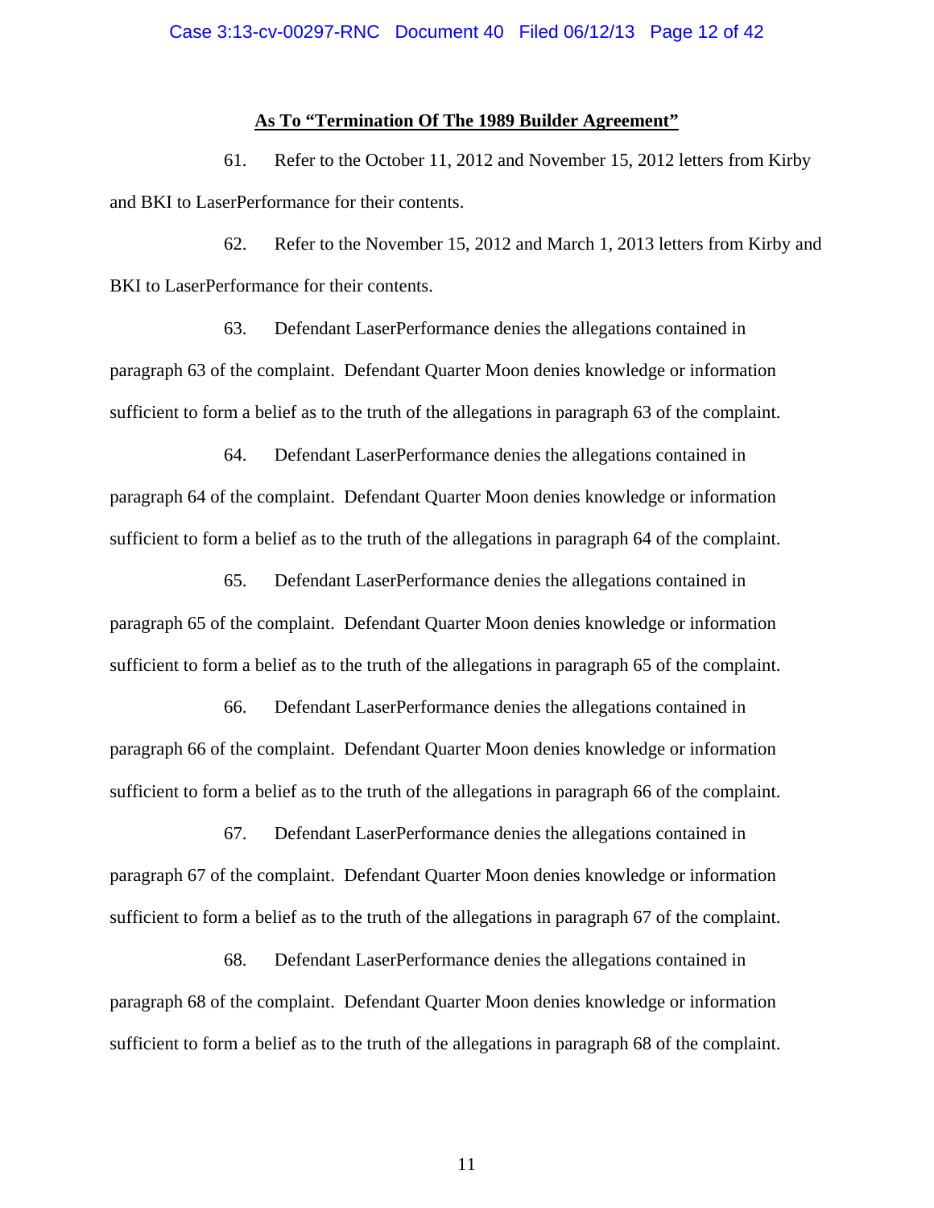**As To "Termination Of The 1989 Builder Agreement"**

61. Refer to the October 11, 2012 and November 15, 2012 letters from Kirby and BKI to LaserPerformance for their contents.

62. Refer to the November 15, 2012 and March 1, 2013 letters from Kirby and BKI to LaserPerformance for their contents.

63. Defendant LaserPerformance denies the allegations contained in paragraph 63 of the complaint. Defendant Quarter Moon denies knowledge or information sufficient to form a belief as to the truth of the allegations in paragraph 63 of the complaint.

64. Defendant LaserPerformance denies the allegations contained in paragraph 64 of the complaint. Defendant Quarter Moon denies knowledge or information sufficient to form a belief as to the truth of the allegations in paragraph 64 of the complaint.

65. Defendant LaserPerformance denies the allegations contained in paragraph 65 of the complaint. Defendant Quarter Moon denies knowledge or information sufficient to form a belief as to the truth of the allegations in paragraph 65 of the complaint.

66. Defendant LaserPerformance denies the allegations contained in paragraph 66 of the complaint. Defendant Quarter Moon denies knowledge or information sufficient to form a belief as to the truth of the allegations in paragraph 66 of the complaint.

67. Defendant LaserPerformance denies the allegations contained in paragraph 67 of the complaint. Defendant Quarter Moon denies knowledge or information sufficient to form a belief as to the truth of the allegations in paragraph 67 of the complaint.

68. Defendant LaserPerformance denies the allegations contained in paragraph 68 of the complaint. Defendant Quarter Moon denies knowledge or information sufficient to form a belief as to the truth of the allegations in paragraph 68 of the complaint.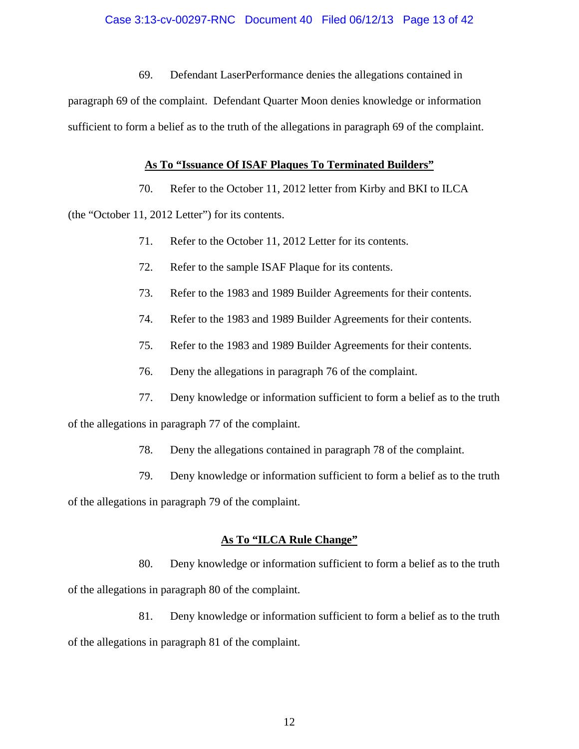69. Defendant LaserPerformance denies the allegations contained in paragraph 69 of the complaint. Defendant Quarter Moon denies knowledge or information sufficient to form a belief as to the truth of the allegations in paragraph 69 of the complaint.

**As To "Issuance Of ISAF Plaques To Terminated Builders"**

70. Refer to the October 11, 2012 letter from Kirby and BKI to ILCA (the "October 11, 2012 Letter") for its contents.

71. Refer to the October 11, 2012 Letter for its contents.

72. Refer to the sample ISAF Plaque for its contents.

73. Refer to the 1983 and 1989 Builder Agreements for their contents.

74. Refer to the 1983 and 1989 Builder Agreements for their contents.

75. Refer to the 1983 and 1989 Builder Agreements for their contents.

76. Deny the allegations in paragraph 76 of the complaint.

77. Deny knowledge or information sufficient to form a belief as to the truth of the allegations in paragraph 77 of the complaint.

78. Deny the allegations contained in paragraph 78 of the complaint.

79. Deny knowledge or information sufficient to form a belief as to the truth of the allegations in paragraph 79 of the complaint.

**As To "ILCA Rule Change"**

80. Deny knowledge or information sufficient to form a belief as to the truth of the allegations in paragraph 80 of the complaint.

81. Deny knowledge or information sufficient to form a belief as to the truth of the allegations in paragraph 81 of the complaint.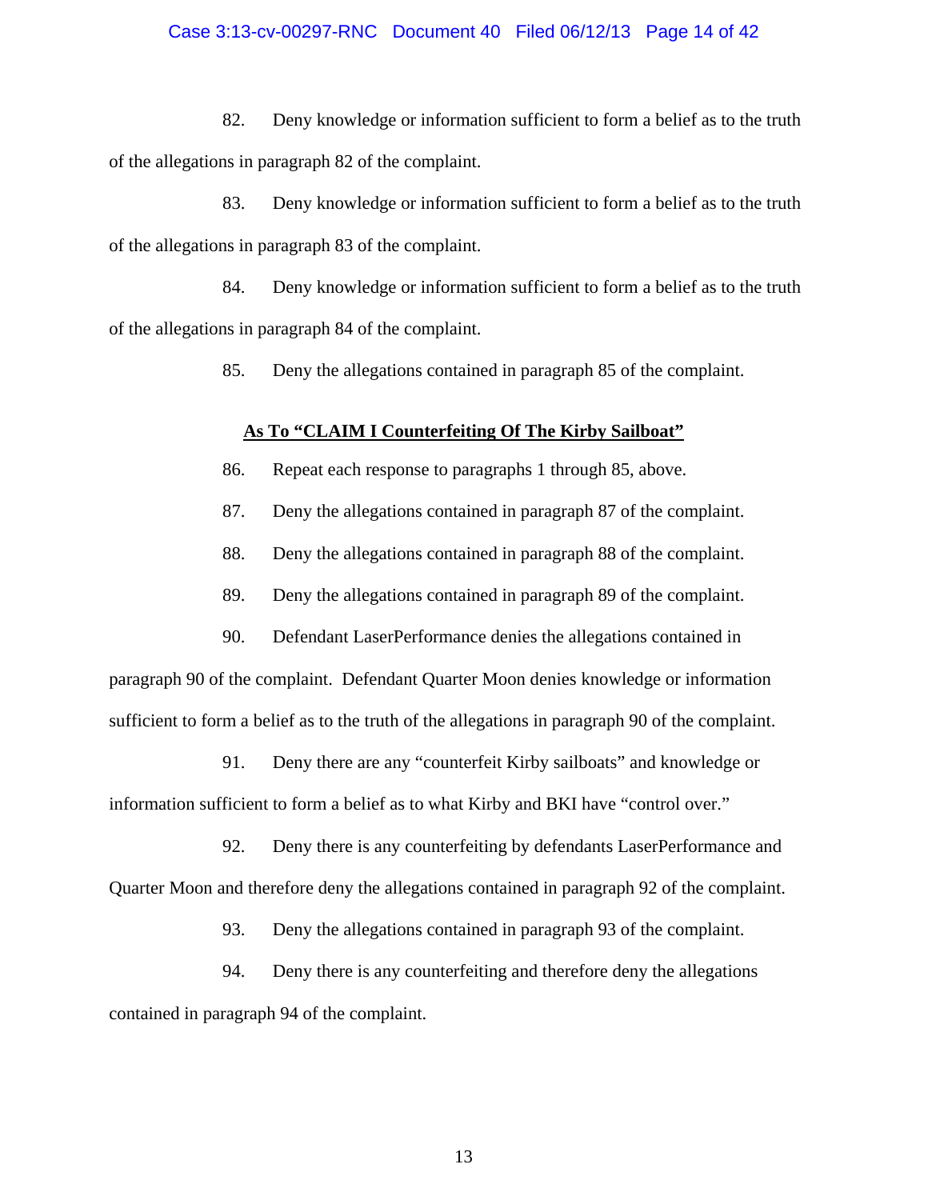82. Deny knowledge or information sufficient to form a belief as to the truth of the allegations in paragraph 82 of the complaint.

83. Deny knowledge or information sufficient to form a belief as to the truth of the allegations in paragraph 83 of the complaint.

84. Deny knowledge or information sufficient to form a belief as to the truth of the allegations in paragraph 84 of the complaint.

85. Deny the allegations contained in paragraph 85 of the complaint.

**As To "CLAIM I Counterfeiting Of The Kirby Sailboat"**

86. Repeat each response to paragraphs 1 through 85, above.

87. Deny the allegations contained in paragraph 87 of the complaint.

88. Deny the allegations contained in paragraph 88 of the complaint.

89. Deny the allegations contained in paragraph 89 of the complaint.

90. Defendant LaserPerformance denies the allegations contained in paragraph 90 of the complaint. Defendant Quarter Moon denies knowledge or information sufficient to form a belief as to the truth of the allegations in paragraph 90 of the complaint.

91. Deny there are any "counterfeit Kirby sailboats" and knowledge or information sufficient to form a belief as to what Kirby and BKI have "control over."

92. Deny there is any counterfeiting by defendants LaserPerformance and Quarter Moon and therefore deny the allegations contained in paragraph 92 of the complaint.

93. Deny the allegations contained in paragraph 93 of the complaint.

94. Deny there is any counterfeiting and therefore deny the allegations contained in paragraph 94 of the complaint.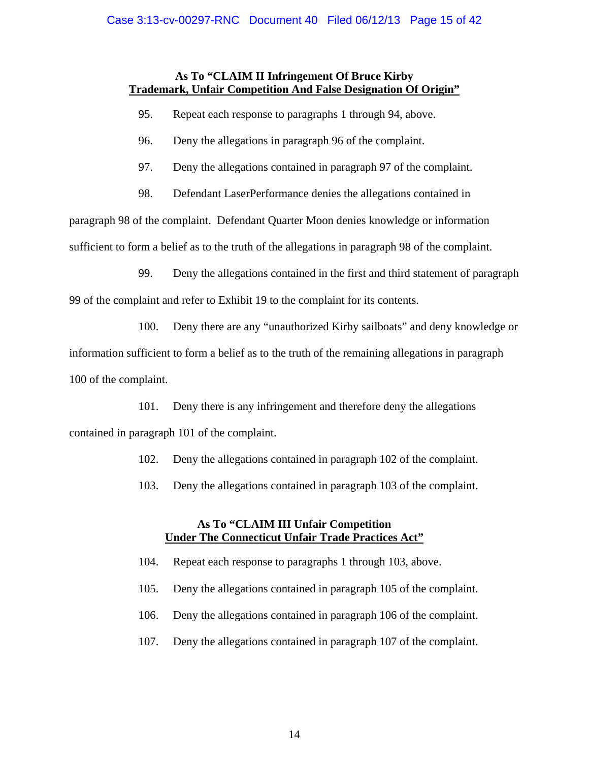**As To "CLAIM II Infringement Of Bruce Kirby**
**Trademark, Unfair Competition And False Designation Of Origin"**

95. Repeat each response to paragraphs 1 through 94, above.

96. Deny the allegations in paragraph 96 of the complaint.

97. Deny the allegations contained in paragraph 97 of the complaint.

98. Defendant LaserPerformance denies the allegations contained in paragraph 98 of the complaint. Defendant Quarter Moon denies knowledge or information sufficient to form a belief as to the truth of the allegations in paragraph 98 of the complaint.

99. Deny the allegations contained in the first and third statement of paragraph 99 of the complaint and refer to Exhibit 19 to the complaint for its contents.

100. Deny there are any "unauthorized Kirby sailboats" and deny knowledge or information sufficient to form a belief as to the truth of the remaining allegations in paragraph 100 of the complaint.

101. Deny there is any infringement and therefore deny the allegations contained in paragraph 101 of the complaint.

102. Deny the allegations contained in paragraph 102 of the complaint.

103. Deny the allegations contained in paragraph 103 of the complaint.

**As To "CLAIM III Unfair Competition**
**Under The Connecticut Unfair Trade Practices Act"**

104. Repeat each response to paragraphs 1 through 103, above.

105. Deny the allegations contained in paragraph 105 of the complaint.

106. Deny the allegations contained in paragraph 106 of the complaint.

107. Deny the allegations contained in paragraph 107 of the complaint.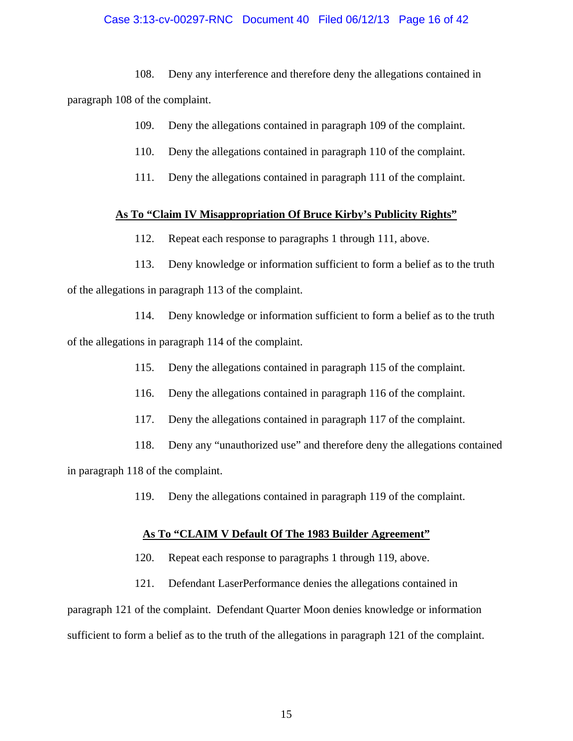108. Deny any interference and therefore deny the allegations contained in paragraph 108 of the complaint.

109. Deny the allegations contained in paragraph 109 of the complaint.

110. Deny the allegations contained in paragraph 110 of the complaint.

111. Deny the allegations contained in paragraph 111 of the complaint.

**As To "Claim IV Misappropriation Of Bruce Kirby's Publicity Rights"**

112. Repeat each response to paragraphs 1 through 111, above.

113. Deny knowledge or information sufficient to form a belief as to the truth of the allegations in paragraph 113 of the complaint.

114. Deny knowledge or information sufficient to form a belief as to the truth of the allegations in paragraph 114 of the complaint.

115. Deny the allegations contained in paragraph 115 of the complaint.

116. Deny the allegations contained in paragraph 116 of the complaint.

117. Deny the allegations contained in paragraph 117 of the complaint.

118. Deny any "unauthorized use" and therefore deny the allegations contained in paragraph 118 of the complaint.

119. Deny the allegations contained in paragraph 119 of the complaint.

**As To "CLAIM V Default Of The 1983 Builder Agreement"**

120. Repeat each response to paragraphs 1 through 119, above.

121. Defendant LaserPerformance denies the allegations contained in paragraph 121 of the complaint. Defendant Quarter Moon denies knowledge or information sufficient to form a belief as to the truth of the allegations in paragraph 121 of the complaint.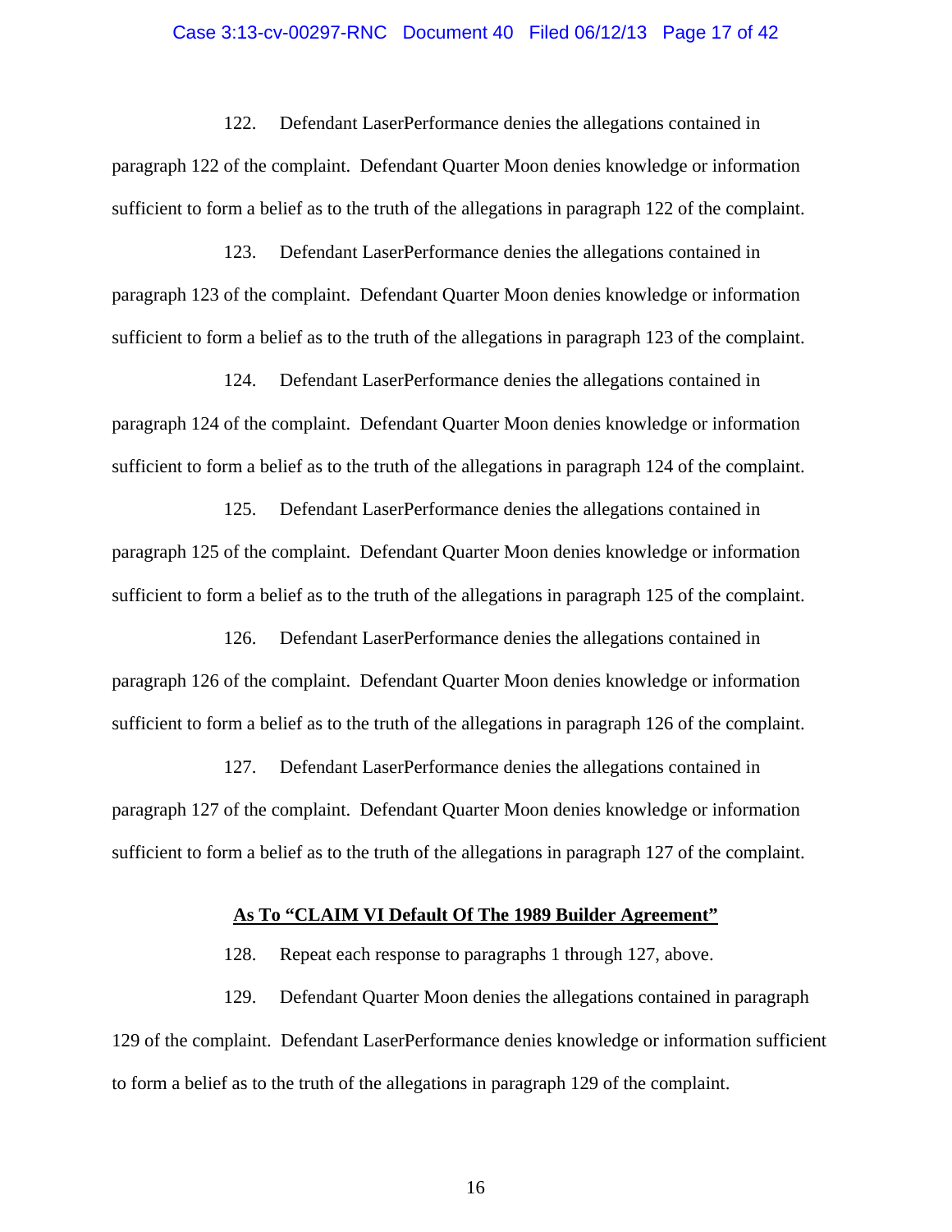122. Defendant LaserPerformance denies the allegations contained in paragraph 122 of the complaint. Defendant Quarter Moon denies knowledge or information sufficient to form a belief as to the truth of the allegations in paragraph 122 of the complaint.

123. Defendant LaserPerformance denies the allegations contained in paragraph 123 of the complaint. Defendant Quarter Moon denies knowledge or information sufficient to form a belief as to the truth of the allegations in paragraph 123 of the complaint.

124. Defendant LaserPerformance denies the allegations contained in paragraph 124 of the complaint. Defendant Quarter Moon denies knowledge or information sufficient to form a belief as to the truth of the allegations in paragraph 124 of the complaint.

125. Defendant LaserPerformance denies the allegations contained in paragraph 125 of the complaint. Defendant Quarter Moon denies knowledge or information sufficient to form a belief as to the truth of the allegations in paragraph 125 of the complaint.

126. Defendant LaserPerformance denies the allegations contained in paragraph 126 of the complaint. Defendant Quarter Moon denies knowledge or information sufficient to form a belief as to the truth of the allegations in paragraph 126 of the complaint.

127. Defendant LaserPerformance denies the allegations contained in paragraph 127 of the complaint. Defendant Quarter Moon denies knowledge or information sufficient to form a belief as to the truth of the allegations in paragraph 127 of the complaint.

**As To "CLAIM VI Default Of The 1989 Builder Agreement"**

128. Repeat each response to paragraphs 1 through 127, above.

129. Defendant Quarter Moon denies the allegations contained in paragraph 129 of the complaint. Defendant LaserPerformance denies knowledge or information sufficient to form a belief as to the truth of the allegations in paragraph 129 of the complaint.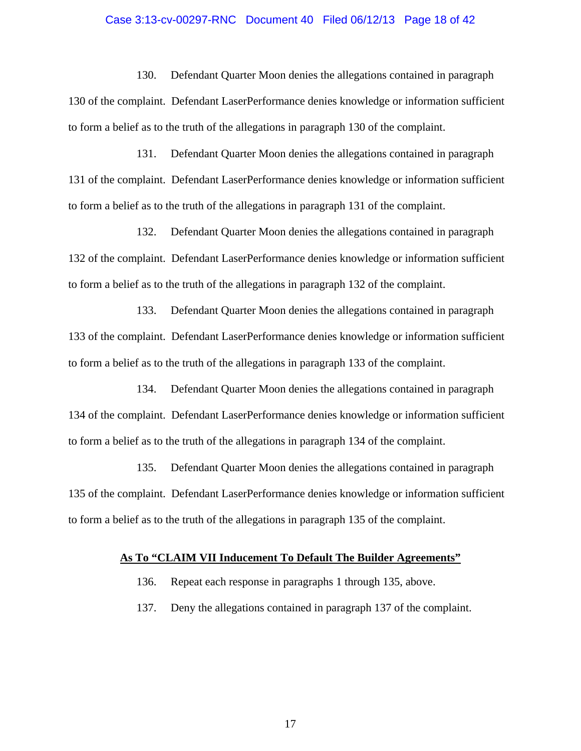130. Defendant Quarter Moon denies the allegations contained in paragraph 130 of the complaint. Defendant LaserPerformance denies knowledge or information sufficient to form a belief as to the truth of the allegations in paragraph 130 of the complaint.

131. Defendant Quarter Moon denies the allegations contained in paragraph 131 of the complaint. Defendant LaserPerformance denies knowledge or information sufficient to form a belief as to the truth of the allegations in paragraph 131 of the complaint.

132. Defendant Quarter Moon denies the allegations contained in paragraph 132 of the complaint. Defendant LaserPerformance denies knowledge or information sufficient to form a belief as to the truth of the allegations in paragraph 132 of the complaint.

133. Defendant Quarter Moon denies the allegations contained in paragraph 133 of the complaint. Defendant LaserPerformance denies knowledge or information sufficient to form a belief as to the truth of the allegations in paragraph 133 of the complaint.

134. Defendant Quarter Moon denies the allegations contained in paragraph 134 of the complaint. Defendant LaserPerformance denies knowledge or information sufficient to form a belief as to the truth of the allegations in paragraph 134 of the complaint.

135. Defendant Quarter Moon denies the allegations contained in paragraph 135 of the complaint. Defendant LaserPerformance denies knowledge or information sufficient to form a belief as to the truth of the allegations in paragraph 135 of the complaint.

## As To "CLAIM VII Inducement To Default The Builder Agreements"

136. Repeat each response in paragraphs 1 through 135, above.

137. Deny the allegations contained in paragraph 137 of the complaint.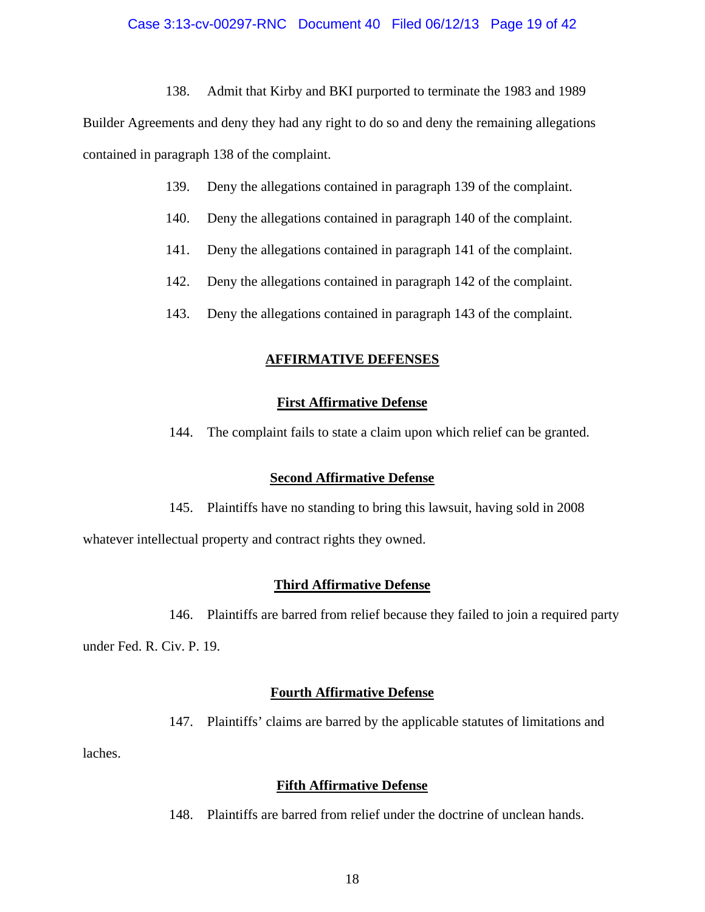138. Admit that Kirby and BKI purported to terminate the 1983 and 1989 Builder Agreements and deny they had any right to do so and deny the remaining allegations contained in paragraph 138 of the complaint.

139. Deny the allegations contained in paragraph 139 of the complaint.

140. Deny the allegations contained in paragraph 140 of the complaint.

141. Deny the allegations contained in paragraph 141 of the complaint.

142. Deny the allegations contained in paragraph 142 of the complaint.

143. Deny the allegations contained in paragraph 143 of the complaint.

## AFFIRMATIVE DEFENSES

### First Affirmative Defense

144. The complaint fails to state a claim upon which relief can be granted.

### Second Affirmative Defense

145. Plaintiffs have no standing to bring this lawsuit, having sold in 2008 whatever intellectual property and contract rights they owned.

### Third Affirmative Defense

146. Plaintiffs are barred from relief because they failed to join a required party under Fed. R. Civ. P. 19.

### Fourth Affirmative Defense

147. Plaintiffs' claims are barred by the applicable statutes of limitations and laches.

### Fifth Affirmative Defense

148. Plaintiffs are barred from relief under the doctrine of unclean hands.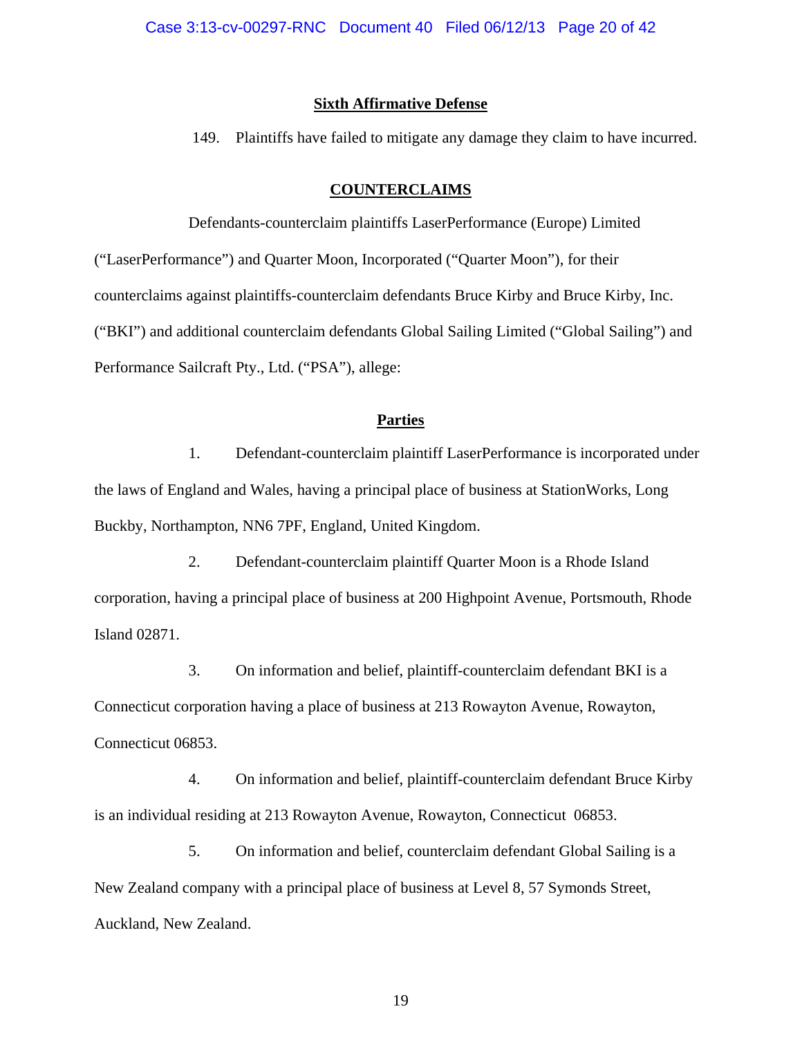## Sixth Affirmative Defense

149. Plaintiffs have failed to mitigate any damage they claim to have incurred.

## COUNTERCLAIMS

Defendants-counterclaim plaintiffs LaserPerformance (Europe) Limited ("LaserPerformance") and Quarter Moon, Incorporated ("Quarter Moon"), for their counterclaims against plaintiffs-counterclaim defendants Bruce Kirby and Bruce Kirby, Inc. ("BKI") and additional counterclaim defendants Global Sailing Limited ("Global Sailing") and Performance Sailcraft Pty., Ltd. ("PSA"), allege:

### Parties

1. Defendant-counterclaim plaintiff LaserPerformance is incorporated under the laws of England and Wales, having a principal place of business at StationWorks, Long Buckby, Northampton, NN6 7PF, England, United Kingdom.

2. Defendant-counterclaim plaintiff Quarter Moon is a Rhode Island corporation, having a principal place of business at 200 Highpoint Avenue, Portsmouth, Rhode Island 02871.

3. On information and belief, plaintiff-counterclaim defendant BKI is a Connecticut corporation having a place of business at 213 Rowayton Avenue, Rowayton, Connecticut 06853.

4. On information and belief, plaintiff-counterclaim defendant Bruce Kirby is an individual residing at 213 Rowayton Avenue, Rowayton, Connecticut 06853.

5. On information and belief, counterclaim defendant Global Sailing is a New Zealand company with a principal place of business at Level 8, 57 Symonds Street, Auckland, New Zealand.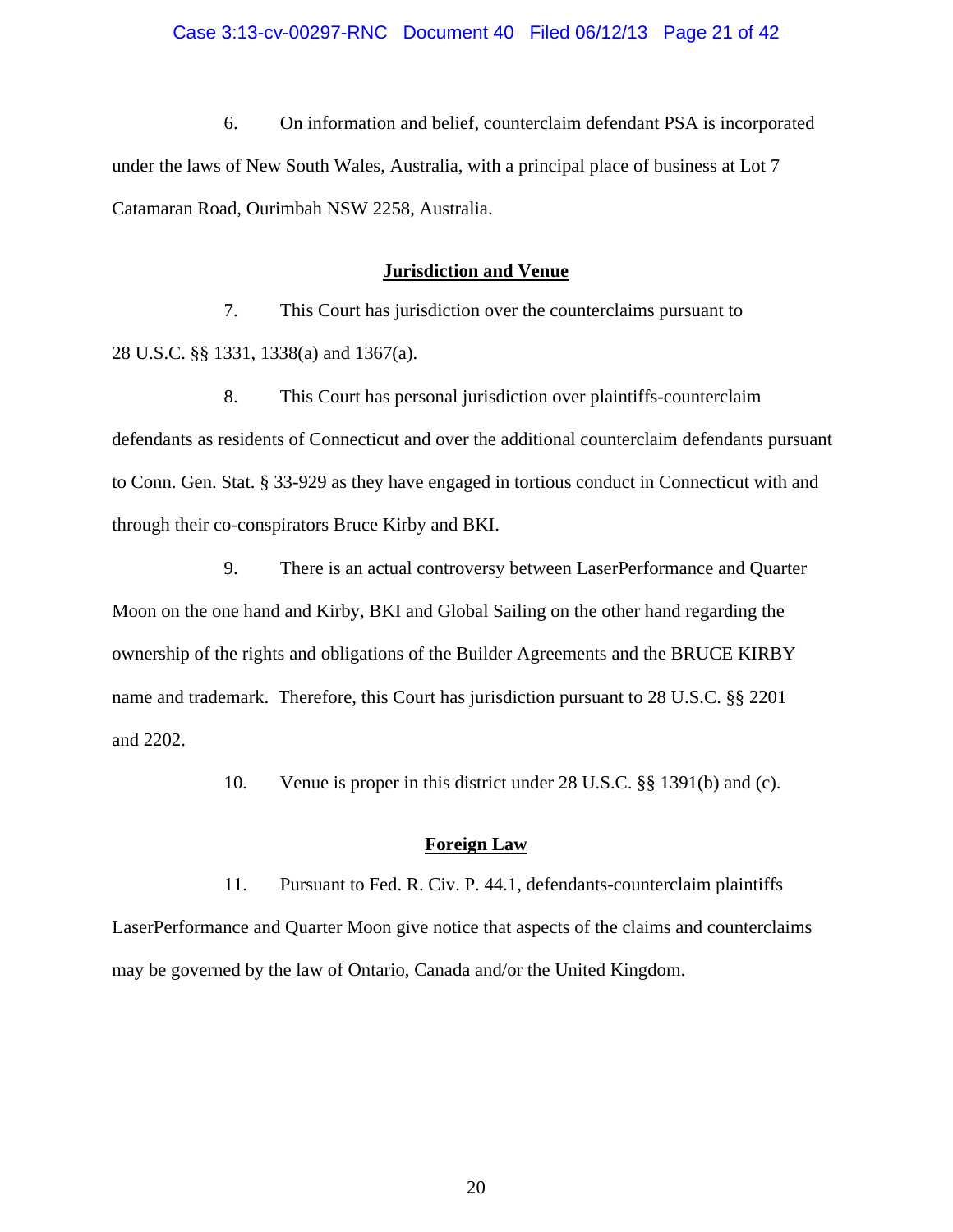6. On information and belief, counterclaim defendant PSA is incorporated under the laws of New South Wales, Australia, with a principal place of business at Lot 7 Catamaran Road, Ourimbah NSW 2258, Australia.

## Jurisdiction and Venue

7. This Court has jurisdiction over the counterclaims pursuant to 28 U.S.C. §§ 1331, 1338(a) and 1367(a).

8. This Court has personal jurisdiction over plaintiffs-counterclaim defendants as residents of Connecticut and over the additional counterclaim defendants pursuant to Conn. Gen. Stat. § 33-929 as they have engaged in tortious conduct in Connecticut with and through their co-conspirators Bruce Kirby and BKI.

9. There is an actual controversy between LaserPerformance and Quarter Moon on the one hand and Kirby, BKI and Global Sailing on the other hand regarding the ownership of the rights and obligations of the Builder Agreements and the BRUCE KIRBY name and trademark. Therefore, this Court has jurisdiction pursuant to 28 U.S.C. §§ 2201 and 2202.

10. Venue is proper in this district under 28 U.S.C. §§ 1391(b) and (c).

## Foreign Law

11. Pursuant to Fed. R. Civ. P. 44.1, defendants-counterclaim plaintiffs LaserPerformance and Quarter Moon give notice that aspects of the claims and counterclaims may be governed by the law of Ontario, Canada and/or the United Kingdom.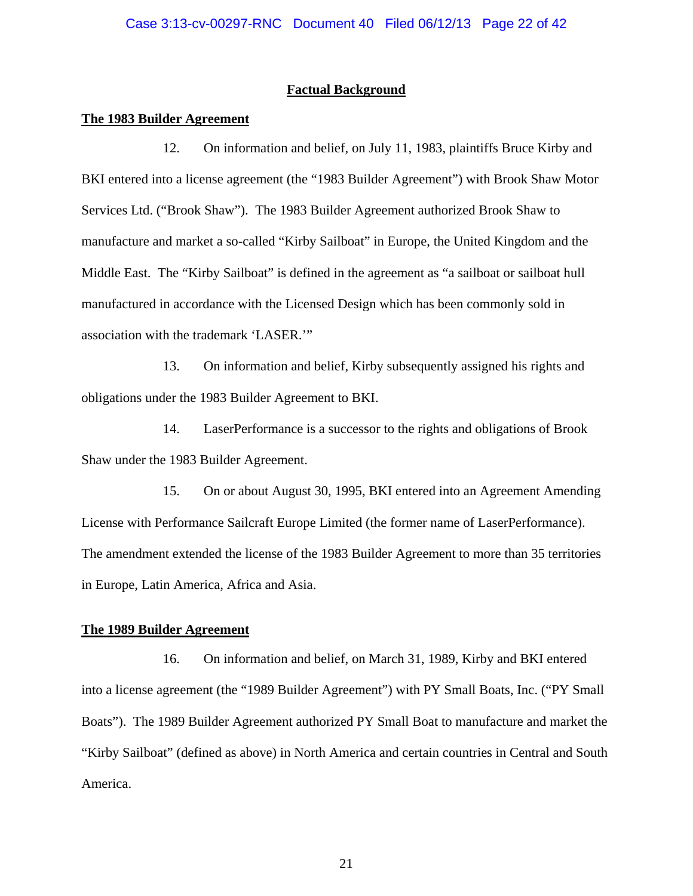## Factual Background

**The 1983 Builder Agreement**

12. On information and belief, on July 11, 1983, plaintiffs Bruce Kirby and BKI entered into a license agreement (the "1983 Builder Agreement") with Brook Shaw Motor Services Ltd. ("Brook Shaw"). The 1983 Builder Agreement authorized Brook Shaw to manufacture and market a so-called "Kirby Sailboat" in Europe, the United Kingdom and the Middle East. The "Kirby Sailboat" is defined in the agreement as "a sailboat or sailboat hull manufactured in accordance with the Licensed Design which has been commonly sold in association with the trademark 'LASER.'"

13. On information and belief, Kirby subsequently assigned his rights and obligations under the 1983 Builder Agreement to BKI.

14. LaserPerformance is a successor to the rights and obligations of Brook Shaw under the 1983 Builder Agreement.

15. On or about August 30, 1995, BKI entered into an Agreement Amending License with Performance Sailcraft Europe Limited (the former name of LaserPerformance). The amendment extended the license of the 1983 Builder Agreement to more than 35 territories in Europe, Latin America, Africa and Asia.

**The 1989 Builder Agreement**

16. On information and belief, on March 31, 1989, Kirby and BKI entered into a license agreement (the "1989 Builder Agreement") with PY Small Boats, Inc. ("PY Small Boats"). The 1989 Builder Agreement authorized PY Small Boat to manufacture and market the "Kirby Sailboat" (defined as above) in North America and certain countries in Central and South America.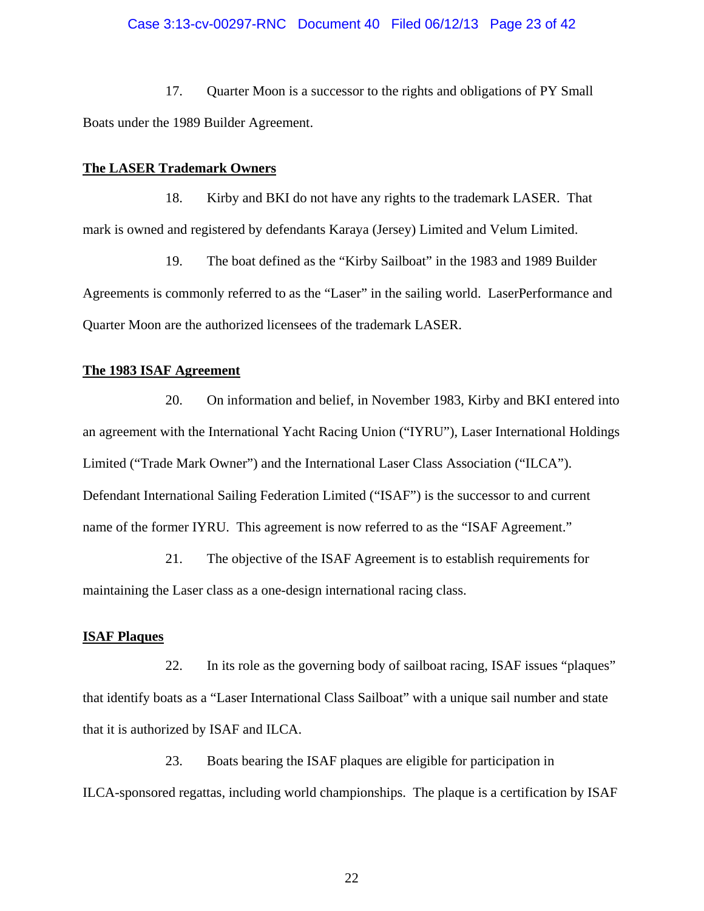17. Quarter Moon is a successor to the rights and obligations of PY Small Boats under the 1989 Builder Agreement.

**The LASER Trademark Owners**

18. Kirby and BKI do not have any rights to the trademark LASER. That mark is owned and registered by defendants Karaya (Jersey) Limited and Velum Limited.

19. The boat defined as the "Kirby Sailboat" in the 1983 and 1989 Builder Agreements is commonly referred to as the "Laser" in the sailing world. LaserPerformance and Quarter Moon are the authorized licensees of the trademark LASER.

**The 1983 ISAF Agreement**

20. On information and belief, in November 1983, Kirby and BKI entered into an agreement with the International Yacht Racing Union ("IYRU"), Laser International Holdings Limited ("Trade Mark Owner") and the International Laser Class Association ("ILCA"). Defendant International Sailing Federation Limited ("ISAF") is the successor to and current name of the former IYRU. This agreement is now referred to as the "ISAF Agreement."

21. The objective of the ISAF Agreement is to establish requirements for maintaining the Laser class as a one-design international racing class.

**ISAF Plaques**

22. In its role as the governing body of sailboat racing, ISAF issues "plaques" that identify boats as a "Laser International Class Sailboat" with a unique sail number and state that it is authorized by ISAF and ILCA.

23. Boats bearing the ISAF plaques are eligible for participation in ILCA-sponsored regattas, including world championships. The plaque is a certification by ISAF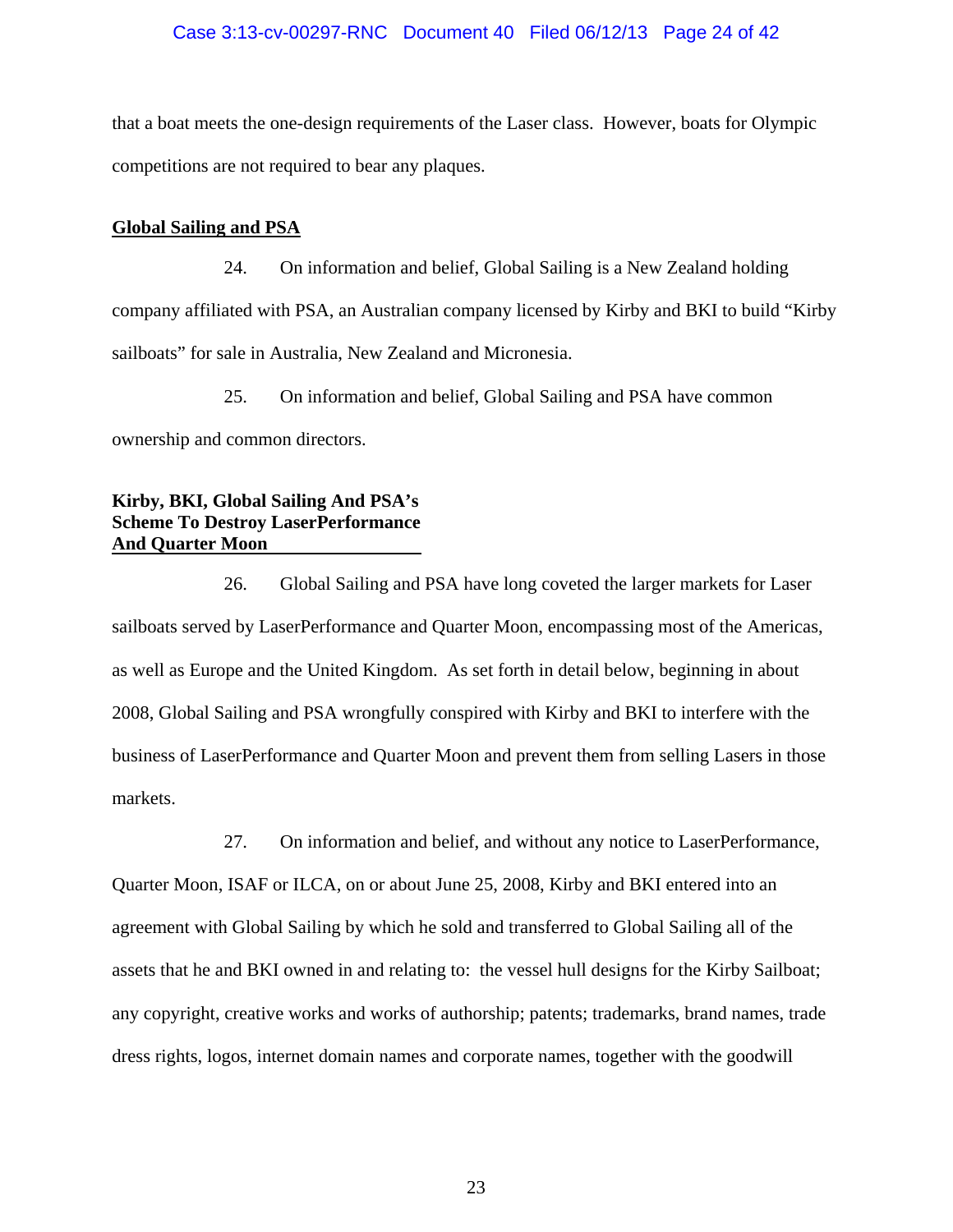that a boat meets the one-design requirements of the Laser class. However, boats for Olympic competitions are not required to bear any plaques.

**<u>Global Sailing and PSA</u>**

24. On information and belief, Global Sailing is a New Zealand holding company affiliated with PSA, an Australian company licensed by Kirby and BKI to build "Kirby sailboats" for sale in Australia, New Zealand and Micronesia.

25. On information and belief, Global Sailing and PSA have common ownership and common directors.

**<u>Kirby, BKI, Global Sailing And PSA's Scheme To Destroy LaserPerformance And Quarter Moon</u>**

26. Global Sailing and PSA have long coveted the larger markets for Laser sailboats served by LaserPerformance and Quarter Moon, encompassing most of the Americas, as well as Europe and the United Kingdom. As set forth in detail below, beginning in about 2008, Global Sailing and PSA wrongfully conspired with Kirby and BKI to interfere with the business of LaserPerformance and Quarter Moon and prevent them from selling Lasers in those markets.

27. On information and belief, and without any notice to LaserPerformance, Quarter Moon, ISAF or ILCA, on or about June 25, 2008, Kirby and BKI entered into an agreement with Global Sailing by which he sold and transferred to Global Sailing all of the assets that he and BKI owned in and relating to: the vessel hull designs for the Kirby Sailboat; any copyright, creative works and works of authorship; patents; trademarks, brand names, trade dress rights, logos, internet domain names and corporate names, together with the goodwill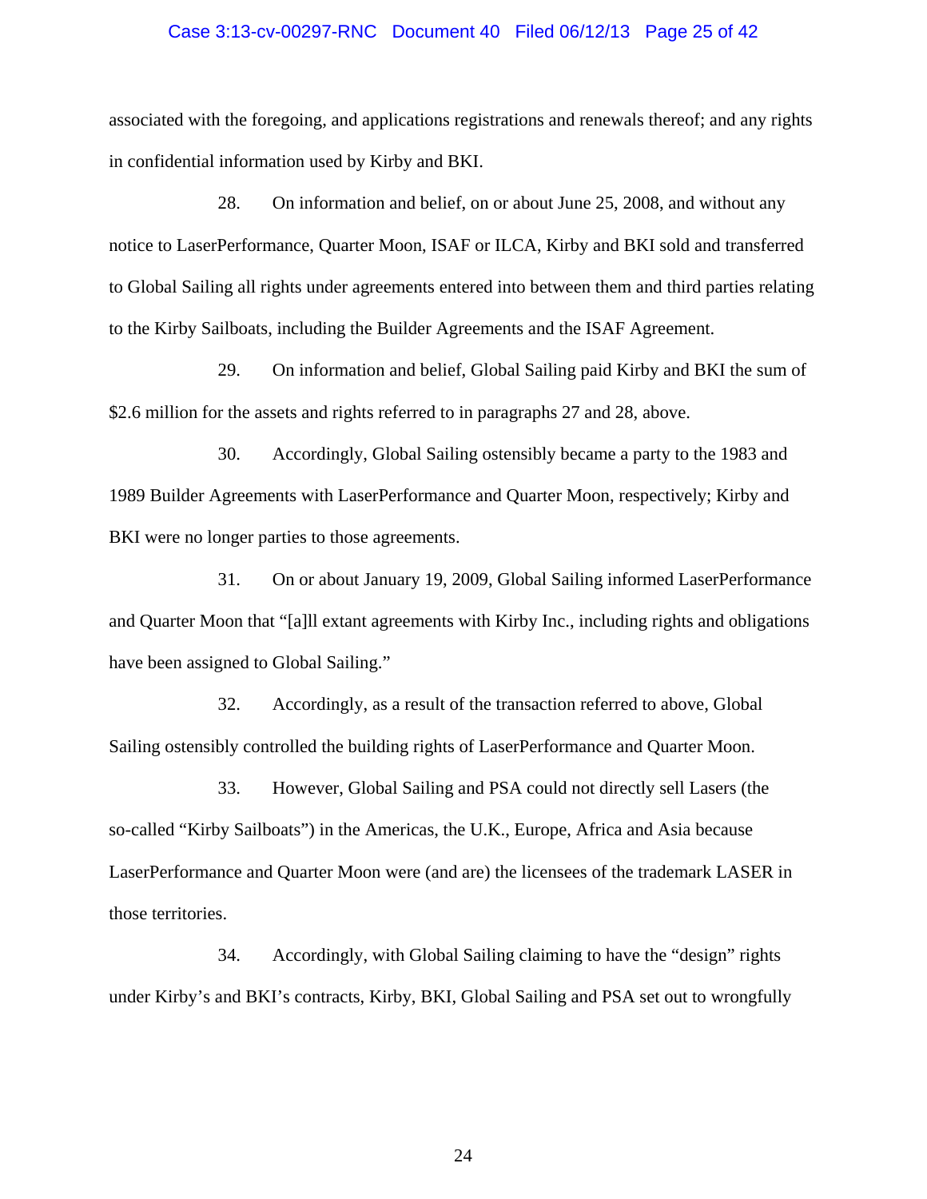associated with the foregoing, and applications registrations and renewals thereof; and any rights in confidential information used by Kirby and BKI.

28. On information and belief, on or about June 25, 2008, and without any notice to LaserPerformance, Quarter Moon, ISAF or ILCA, Kirby and BKI sold and transferred to Global Sailing all rights under agreements entered into between them and third parties relating to the Kirby Sailboats, including the Builder Agreements and the ISAF Agreement.

29. On information and belief, Global Sailing paid Kirby and BKI the sum of $2.6 million for the assets and rights referred to in paragraphs 27 and 28, above.

30. Accordingly, Global Sailing ostensibly became a party to the 1983 and 1989 Builder Agreements with LaserPerformance and Quarter Moon, respectively; Kirby and BKI were no longer parties to those agreements.

31. On or about January 19, 2009, Global Sailing informed LaserPerformance and Quarter Moon that "[a]ll extant agreements with Kirby Inc., including rights and obligations have been assigned to Global Sailing."

32. Accordingly, as a result of the transaction referred to above, Global Sailing ostensibly controlled the building rights of LaserPerformance and Quarter Moon.

33. However, Global Sailing and PSA could not directly sell Lasers (the so-called "Kirby Sailboats") in the Americas, the U.K., Europe, Africa and Asia because LaserPerformance and Quarter Moon were (and are) the licensees of the trademark LASER in those territories.

34. Accordingly, with Global Sailing claiming to have the "design" rights under Kirby's and BKI's contracts, Kirby, BKI, Global Sailing and PSA set out to wrongfully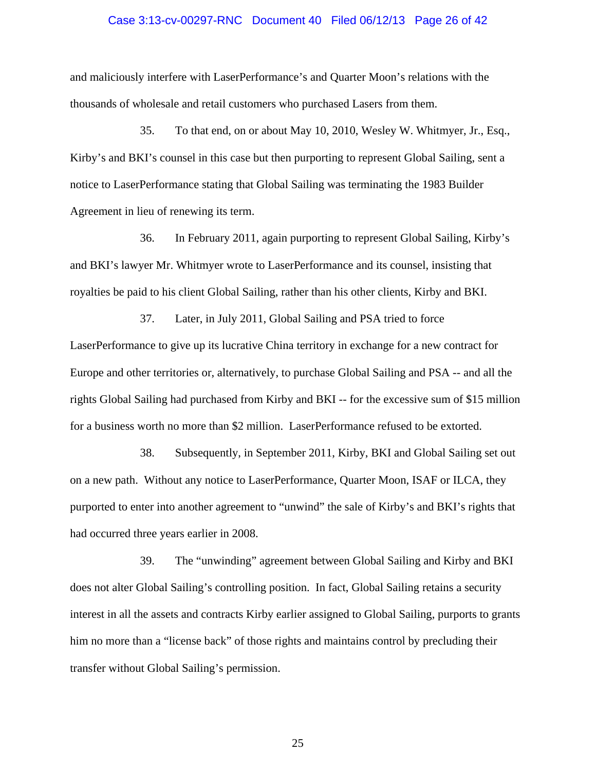and maliciously interfere with LaserPerformance's and Quarter Moon's relations with the thousands of wholesale and retail customers who purchased Lasers from them.

35. To that end, on or about May 10, 2010, Wesley W. Whitmyer, Jr., Esq., Kirby's and BKI's counsel in this case but then purporting to represent Global Sailing, sent a notice to LaserPerformance stating that Global Sailing was terminating the 1983 Builder Agreement in lieu of renewing its term.

36. In February 2011, again purporting to represent Global Sailing, Kirby's and BKI's lawyer Mr. Whitmyer wrote to LaserPerformance and its counsel, insisting that royalties be paid to his client Global Sailing, rather than his other clients, Kirby and BKI.

37. Later, in July 2011, Global Sailing and PSA tried to force LaserPerformance to give up its lucrative China territory in exchange for a new contract for Europe and other territories or, alternatively, to purchase Global Sailing and PSA -- and all the rights Global Sailing had purchased from Kirby and BKI -- for the excessive sum of $15 million for a business worth no more than $2 million. LaserPerformance refused to be extorted.

38. Subsequently, in September 2011, Kirby, BKI and Global Sailing set out on a new path. Without any notice to LaserPerformance, Quarter Moon, ISAF or ILCA, they purported to enter into another agreement to "unwind" the sale of Kirby's and BKI's rights that had occurred three years earlier in 2008.

39. The "unwinding" agreement between Global Sailing and Kirby and BKI does not alter Global Sailing's controlling position. In fact, Global Sailing retains a security interest in all the assets and contracts Kirby earlier assigned to Global Sailing, purports to grants him no more than a "license back" of those rights and maintains control by precluding their transfer without Global Sailing's permission.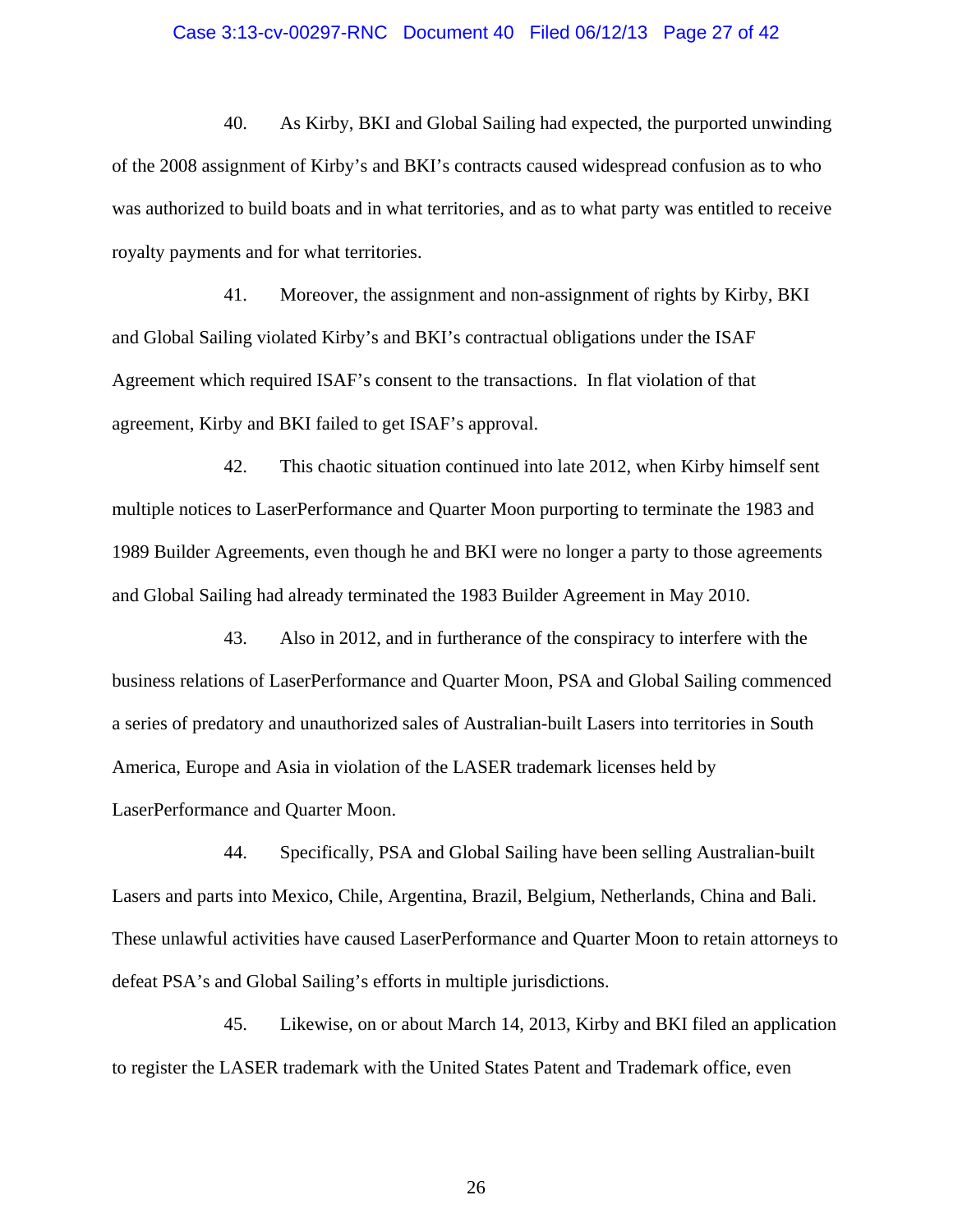40. As Kirby, BKI and Global Sailing had expected, the purported unwinding of the 2008 assignment of Kirby's and BKI's contracts caused widespread confusion as to who was authorized to build boats and in what territories, and as to what party was entitled to receive royalty payments and for what territories.

41. Moreover, the assignment and non-assignment of rights by Kirby, BKI and Global Sailing violated Kirby's and BKI's contractual obligations under the ISAF Agreement which required ISAF's consent to the transactions. In flat violation of that agreement, Kirby and BKI failed to get ISAF's approval.

42. This chaotic situation continued into late 2012, when Kirby himself sent multiple notices to LaserPerformance and Quarter Moon purporting to terminate the 1983 and 1989 Builder Agreements, even though he and BKI were no longer a party to those agreements and Global Sailing had already terminated the 1983 Builder Agreement in May 2010.

43. Also in 2012, and in furtherance of the conspiracy to interfere with the business relations of LaserPerformance and Quarter Moon, PSA and Global Sailing commenced a series of predatory and unauthorized sales of Australian-built Lasers into territories in South America, Europe and Asia in violation of the LASER trademark licenses held by LaserPerformance and Quarter Moon.

44. Specifically, PSA and Global Sailing have been selling Australian-built Lasers and parts into Mexico, Chile, Argentina, Brazil, Belgium, Netherlands, China and Bali. These unlawful activities have caused LaserPerformance and Quarter Moon to retain attorneys to defeat PSA's and Global Sailing's efforts in multiple jurisdictions.

45. Likewise, on or about March 14, 2013, Kirby and BKI filed an application to register the LASER trademark with the United States Patent and Trademark office, even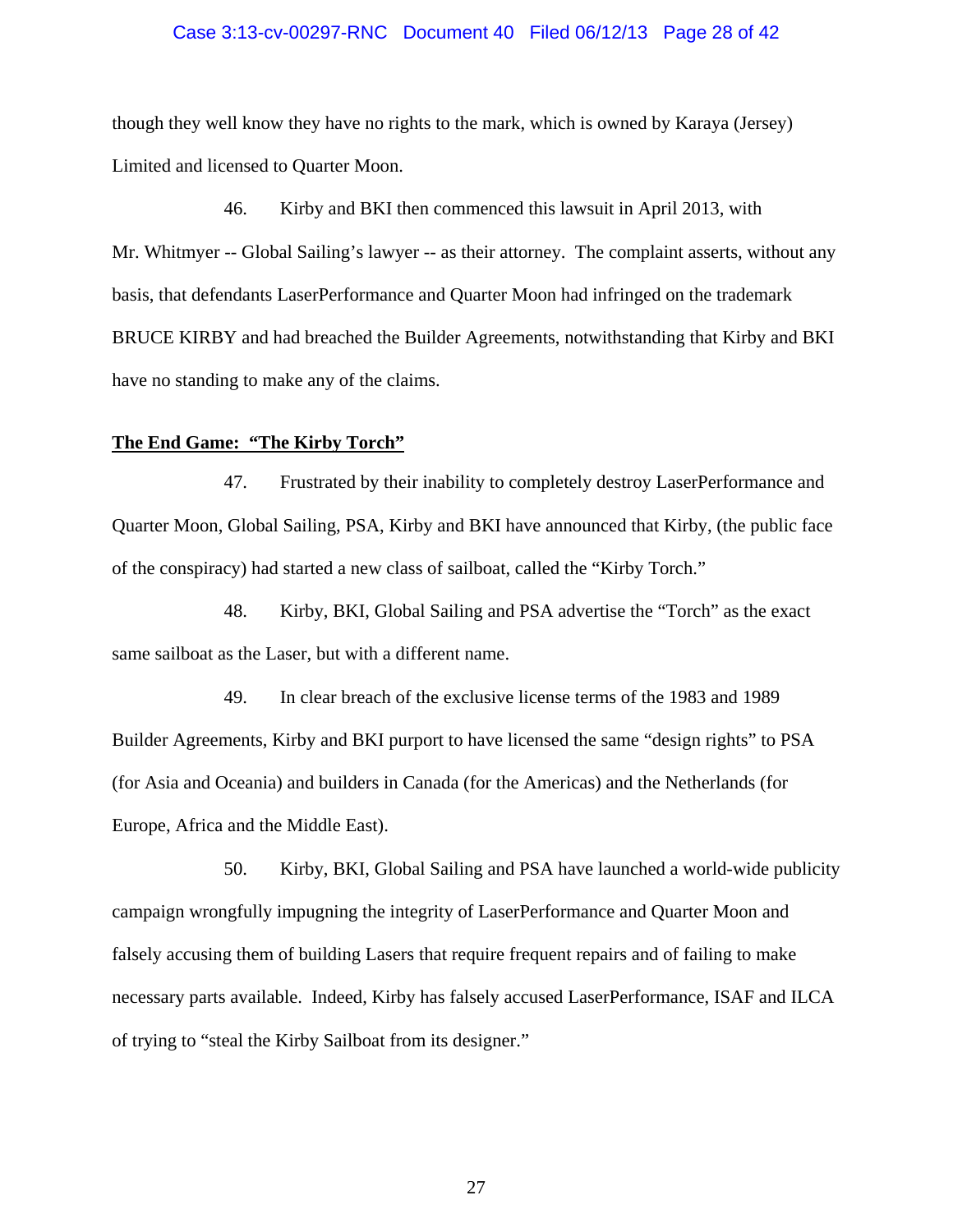though they well know they have no rights to the mark, which is owned by Karaya (Jersey) Limited and licensed to Quarter Moon.

46. Kirby and BKI then commenced this lawsuit in April 2013, with Mr. Whitmyer -- Global Sailing's lawyer -- as their attorney. The complaint asserts, without any basis, that defendants LaserPerformance and Quarter Moon had infringed on the trademark BRUCE KIRBY and had breached the Builder Agreements, notwithstanding that Kirby and BKI have no standing to make any of the claims.

**The End Game: "The Kirby Torch"**

47. Frustrated by their inability to completely destroy LaserPerformance and Quarter Moon, Global Sailing, PSA, Kirby and BKI have announced that Kirby, (the public face of the conspiracy) had started a new class of sailboat, called the "Kirby Torch."

48. Kirby, BKI, Global Sailing and PSA advertise the "Torch" as the exact same sailboat as the Laser, but with a different name.

49. In clear breach of the exclusive license terms of the 1983 and 1989 Builder Agreements, Kirby and BKI purport to have licensed the same "design rights" to PSA (for Asia and Oceania) and builders in Canada (for the Americas) and the Netherlands (for Europe, Africa and the Middle East).

50. Kirby, BKI, Global Sailing and PSA have launched a world-wide publicity campaign wrongfully impugning the integrity of LaserPerformance and Quarter Moon and falsely accusing them of building Lasers that require frequent repairs and of failing to make necessary parts available. Indeed, Kirby has falsely accused LaserPerformance, ISAF and ILCA of trying to "steal the Kirby Sailboat from its designer."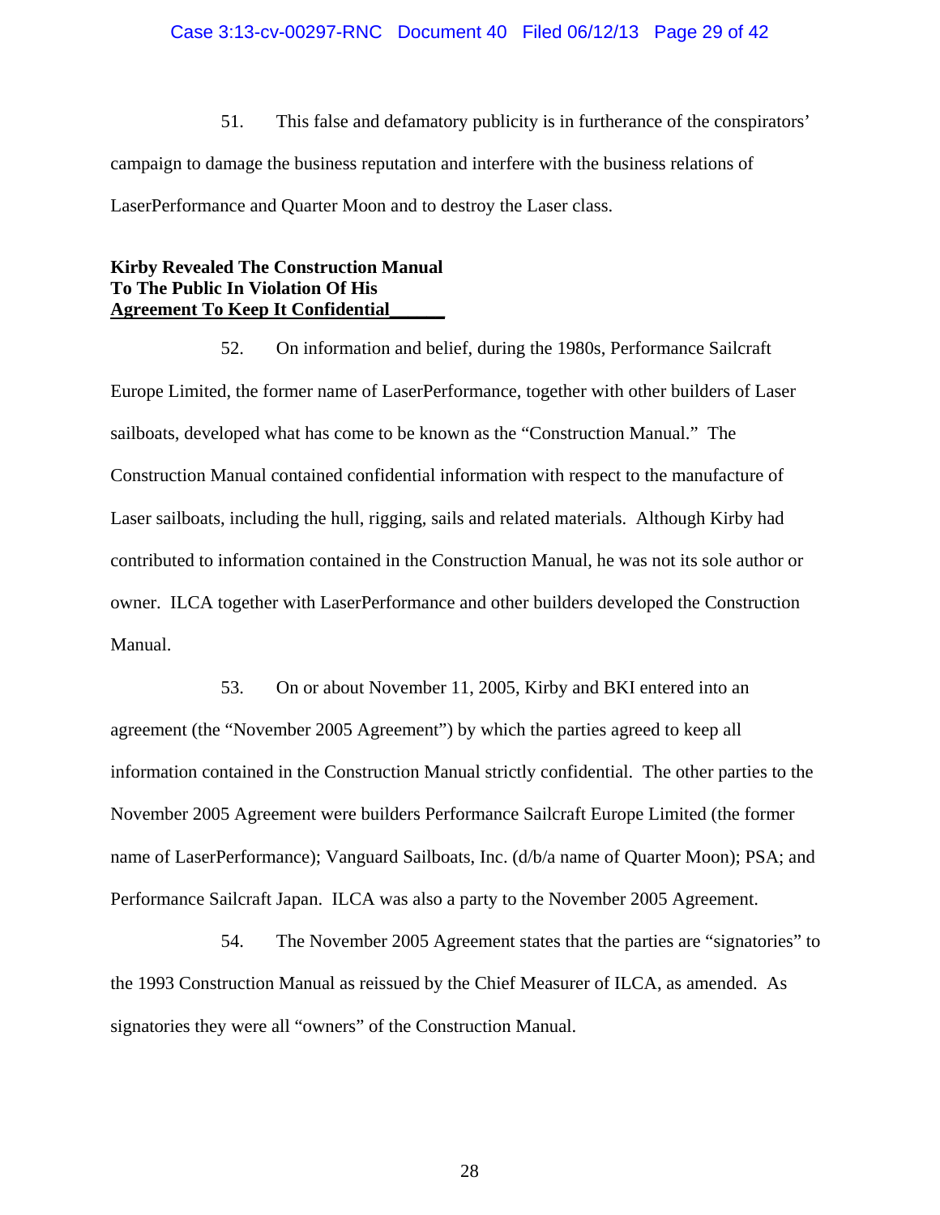51. This false and defamatory publicity is in furtherance of the conspirators' campaign to damage the business reputation and interfere with the business relations of LaserPerformance and Quarter Moon and to destroy the Laser class.

**Kirby Revealed The Construction Manual To The Public In Violation Of His Agreement To Keep It Confidential**

52. On information and belief, during the 1980s, Performance Sailcraft Europe Limited, the former name of LaserPerformance, together with other builders of Laser sailboats, developed what has come to be known as the "Construction Manual." The Construction Manual contained confidential information with respect to the manufacture of Laser sailboats, including the hull, rigging, sails and related materials. Although Kirby had contributed to information contained in the Construction Manual, he was not its sole author or owner. ILCA together with LaserPerformance and other builders developed the Construction Manual.

53. On or about November 11, 2005, Kirby and BKI entered into an agreement (the "November 2005 Agreement") by which the parties agreed to keep all information contained in the Construction Manual strictly confidential. The other parties to the November 2005 Agreement were builders Performance Sailcraft Europe Limited (the former name of LaserPerformance); Vanguard Sailboats, Inc. (d/b/a name of Quarter Moon); PSA; and Performance Sailcraft Japan. ILCA was also a party to the November 2005 Agreement.

54. The November 2005 Agreement states that the parties are "signatories" to the 1993 Construction Manual as reissued by the Chief Measurer of ILCA, as amended. As signatories they were all "owners" of the Construction Manual.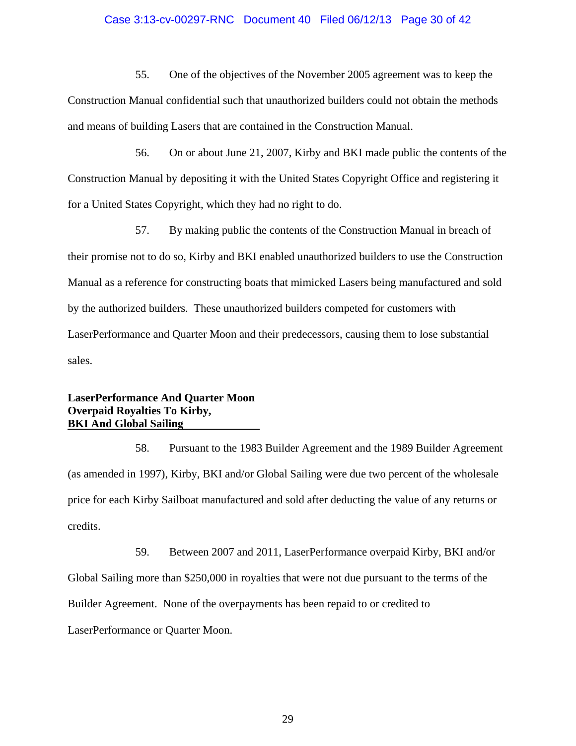55. One of the objectives of the November 2005 agreement was to keep the Construction Manual confidential such that unauthorized builders could not obtain the methods and means of building Lasers that are contained in the Construction Manual.

56. On or about June 21, 2007, Kirby and BKI made public the contents of the Construction Manual by depositing it with the United States Copyright Office and registering it for a United States Copyright, which they had no right to do.

57. By making public the contents of the Construction Manual in breach of their promise not to do so, Kirby and BKI enabled unauthorized builders to use the Construction Manual as a reference for constructing boats that mimicked Lasers being manufactured and sold by the authorized builders. These unauthorized builders competed for customers with LaserPerformance and Quarter Moon and their predecessors, causing them to lose substantial sales.

**<u>LaserPerformance And Quarter Moon Overpaid Royalties To Kirby, BKI And Global Sailing</u>**

58. Pursuant to the 1983 Builder Agreement and the 1989 Builder Agreement (as amended in 1997), Kirby, BKI and/or Global Sailing were due two percent of the wholesale price for each Kirby Sailboat manufactured and sold after deducting the value of any returns or credits.

59. Between 2007 and 2011, LaserPerformance overpaid Kirby, BKI and/or Global Sailing more than $250,000 in royalties that were not due pursuant to the terms of the Builder Agreement. None of the overpayments has been repaid to or credited to LaserPerformance or Quarter Moon.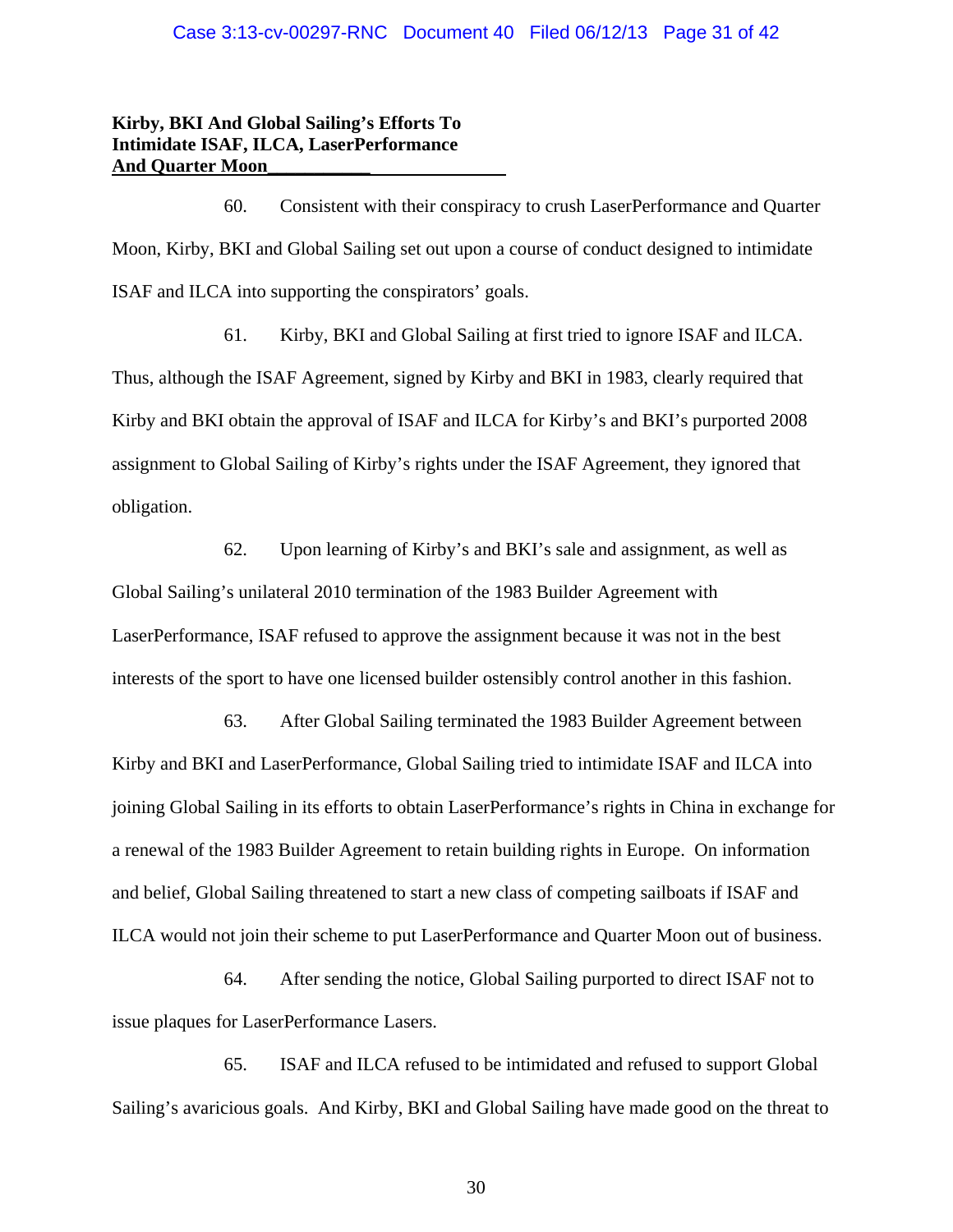**Kirby, BKI And Global Sailing's Efforts To Intimidate ISAF, ILCA, LaserPerformance And Quarter Moon**

60. Consistent with their conspiracy to crush LaserPerformance and Quarter Moon, Kirby, BKI and Global Sailing set out upon a course of conduct designed to intimidate ISAF and ILCA into supporting the conspirators' goals.

61. Kirby, BKI and Global Sailing at first tried to ignore ISAF and ILCA. Thus, although the ISAF Agreement, signed by Kirby and BKI in 1983, clearly required that Kirby and BKI obtain the approval of ISAF and ILCA for Kirby's and BKI's purported 2008 assignment to Global Sailing of Kirby's rights under the ISAF Agreement, they ignored that obligation.

62. Upon learning of Kirby's and BKI's sale and assignment, as well as Global Sailing's unilateral 2010 termination of the 1983 Builder Agreement with LaserPerformance, ISAF refused to approve the assignment because it was not in the best interests of the sport to have one licensed builder ostensibly control another in this fashion.

63. After Global Sailing terminated the 1983 Builder Agreement between Kirby and BKI and LaserPerformance, Global Sailing tried to intimidate ISAF and ILCA into joining Global Sailing in its efforts to obtain LaserPerformance's rights in China in exchange for a renewal of the 1983 Builder Agreement to retain building rights in Europe. On information and belief, Global Sailing threatened to start a new class of competing sailboats if ISAF and ILCA would not join their scheme to put LaserPerformance and Quarter Moon out of business.

64. After sending the notice, Global Sailing purported to direct ISAF not to issue plaques for LaserPerformance Lasers.

65. ISAF and ILCA refused to be intimidated and refused to support Global Sailing's avaricious goals. And Kirby, BKI and Global Sailing have made good on the threat to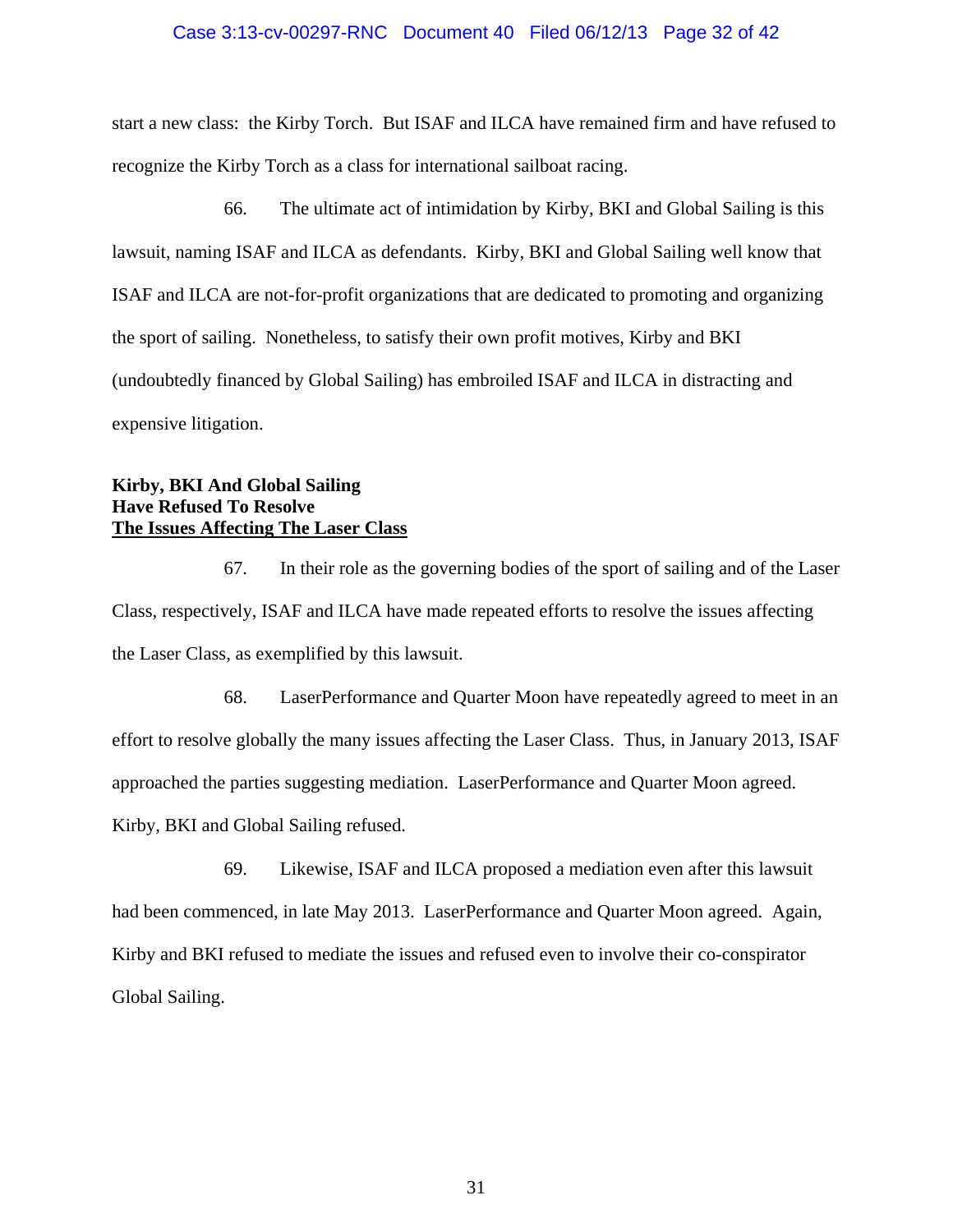start a new class: the Kirby Torch. But ISAF and ILCA have remained firm and have refused to recognize the Kirby Torch as a class for international sailboat racing.

66. The ultimate act of intimidation by Kirby, BKI and Global Sailing is this lawsuit, naming ISAF and ILCA as defendants. Kirby, BKI and Global Sailing well know that ISAF and ILCA are not-for-profit organizations that are dedicated to promoting and organizing the sport of sailing. Nonetheless, to satisfy their own profit motives, Kirby and BKI (undoubtedly financed by Global Sailing) has embroiled ISAF and ILCA in distracting and expensive litigation.

**Kirby, BKI And Global Sailing Have Refused To Resolve <u>The Issues Affecting The Laser Class</u>**

67. In their role as the governing bodies of the sport of sailing and of the Laser Class, respectively, ISAF and ILCA have made repeated efforts to resolve the issues affecting the Laser Class, as exemplified by this lawsuit.

68. LaserPerformance and Quarter Moon have repeatedly agreed to meet in an effort to resolve globally the many issues affecting the Laser Class. Thus, in January 2013, ISAF approached the parties suggesting mediation. LaserPerformance and Quarter Moon agreed. Kirby, BKI and Global Sailing refused.

69. Likewise, ISAF and ILCA proposed a mediation even after this lawsuit had been commenced, in late May 2013. LaserPerformance and Quarter Moon agreed. Again, Kirby and BKI refused to mediate the issues and refused even to involve their co-conspirator Global Sailing.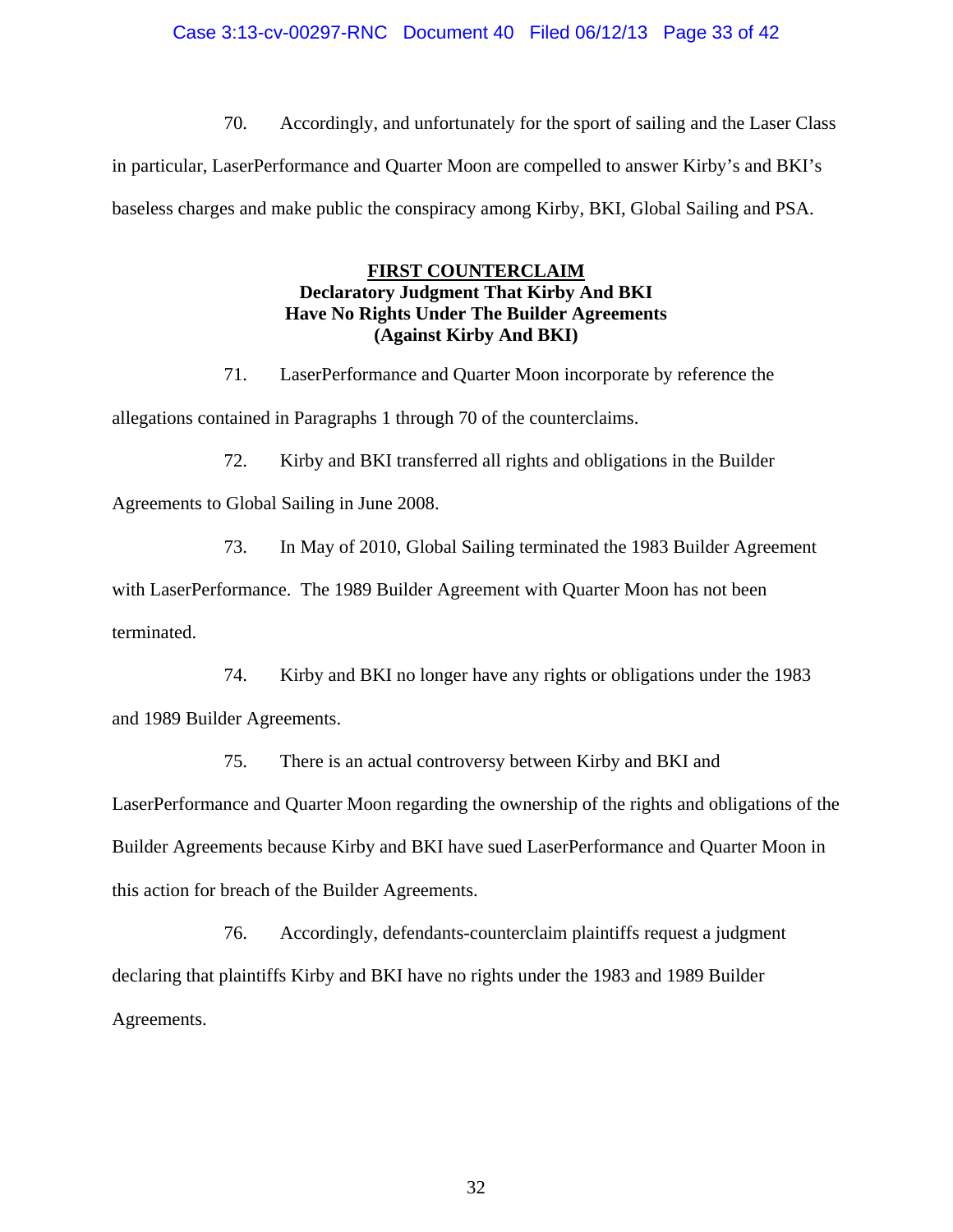70. Accordingly, and unfortunately for the sport of sailing and the Laser Class in particular, LaserPerformance and Quarter Moon are compelled to answer Kirby's and BKI's baseless charges and make public the conspiracy among Kirby, BKI, Global Sailing and PSA.

**FIRST COUNTERCLAIM**
**Declaratory Judgment That Kirby And BKI Have No Rights Under The Builder Agreements (Against Kirby And BKI)**

71. LaserPerformance and Quarter Moon incorporate by reference the allegations contained in Paragraphs 1 through 70 of the counterclaims.

72. Kirby and BKI transferred all rights and obligations in the Builder Agreements to Global Sailing in June 2008.

73. In May of 2010, Global Sailing terminated the 1983 Builder Agreement with LaserPerformance. The 1989 Builder Agreement with Quarter Moon has not been terminated.

74. Kirby and BKI no longer have any rights or obligations under the 1983 and 1989 Builder Agreements.

75. There is an actual controversy between Kirby and BKI and LaserPerformance and Quarter Moon regarding the ownership of the rights and obligations of the Builder Agreements because Kirby and BKI have sued LaserPerformance and Quarter Moon in this action for breach of the Builder Agreements.

76. Accordingly, defendants-counterclaim plaintiffs request a judgment declaring that plaintiffs Kirby and BKI have no rights under the 1983 and 1989 Builder Agreements.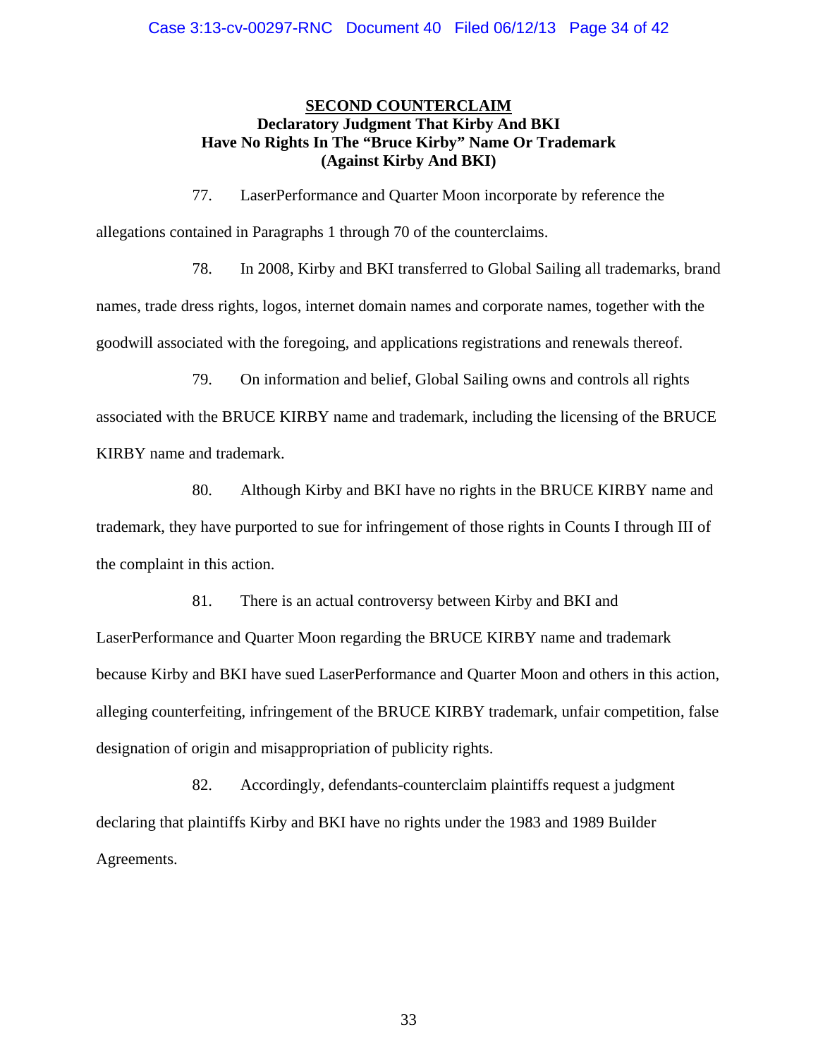**SECOND COUNTERCLAIM**

**Declaratory Judgment That Kirby And BKI Have No Rights In The "Bruce Kirby" Name Or Trademark (Against Kirby And BKI)**

77. LaserPerformance and Quarter Moon incorporate by reference the allegations contained in Paragraphs 1 through 70 of the counterclaims.

78. In 2008, Kirby and BKI transferred to Global Sailing all trademarks, brand names, trade dress rights, logos, internet domain names and corporate names, together with the goodwill associated with the foregoing, and applications registrations and renewals thereof.

79. On information and belief, Global Sailing owns and controls all rights associated with the BRUCE KIRBY name and trademark, including the licensing of the BRUCE KIRBY name and trademark.

80. Although Kirby and BKI have no rights in the BRUCE KIRBY name and trademark, they have purported to sue for infringement of those rights in Counts I through III of the complaint in this action.

81. There is an actual controversy between Kirby and BKI and LaserPerformance and Quarter Moon regarding the BRUCE KIRBY name and trademark because Kirby and BKI have sued LaserPerformance and Quarter Moon and others in this action, alleging counterfeiting, infringement of the BRUCE KIRBY trademark, unfair competition, false designation of origin and misappropriation of publicity rights.

82. Accordingly, defendants-counterclaim plaintiffs request a judgment declaring that plaintiffs Kirby and BKI have no rights under the 1983 and 1989 Builder Agreements.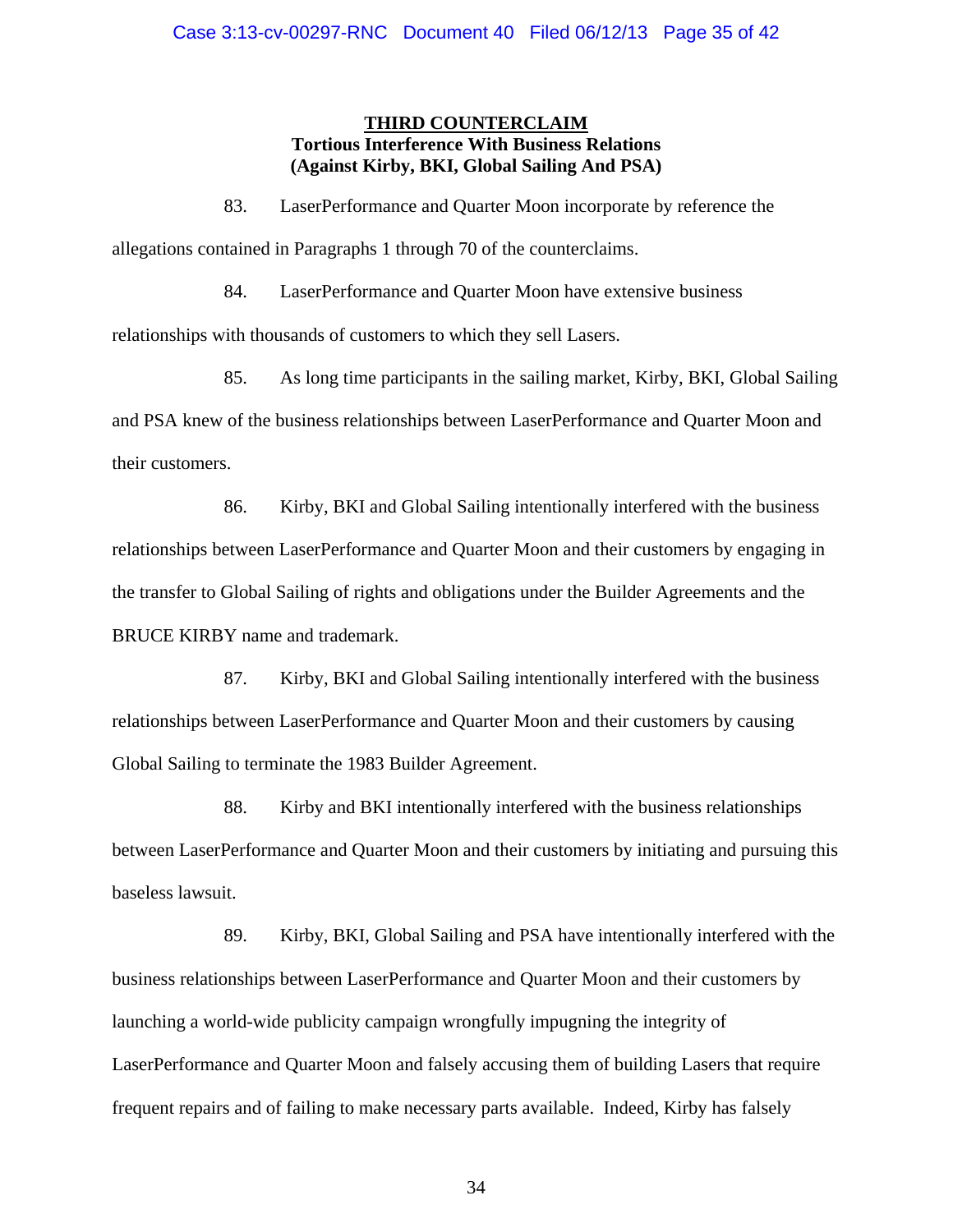**THIRD COUNTERCLAIM**
**Tortious Interference With Business Relations**
**(Against Kirby, BKI, Global Sailing And PSA)**

83. LaserPerformance and Quarter Moon incorporate by reference the allegations contained in Paragraphs 1 through 70 of the counterclaims.

84. LaserPerformance and Quarter Moon have extensive business relationships with thousands of customers to which they sell Lasers.

85. As long time participants in the sailing market, Kirby, BKI, Global Sailing and PSA knew of the business relationships between LaserPerformance and Quarter Moon and their customers.

86. Kirby, BKI and Global Sailing intentionally interfered with the business relationships between LaserPerformance and Quarter Moon and their customers by engaging in the transfer to Global Sailing of rights and obligations under the Builder Agreements and the BRUCE KIRBY name and trademark.

87. Kirby, BKI and Global Sailing intentionally interfered with the business relationships between LaserPerformance and Quarter Moon and their customers by causing Global Sailing to terminate the 1983 Builder Agreement.

88. Kirby and BKI intentionally interfered with the business relationships between LaserPerformance and Quarter Moon and their customers by initiating and pursuing this baseless lawsuit.

89. Kirby, BKI, Global Sailing and PSA have intentionally interfered with the business relationships between LaserPerformance and Quarter Moon and their customers by launching a world-wide publicity campaign wrongfully impugning the integrity of LaserPerformance and Quarter Moon and falsely accusing them of building Lasers that require frequent repairs and of failing to make necessary parts available. Indeed, Kirby has falsely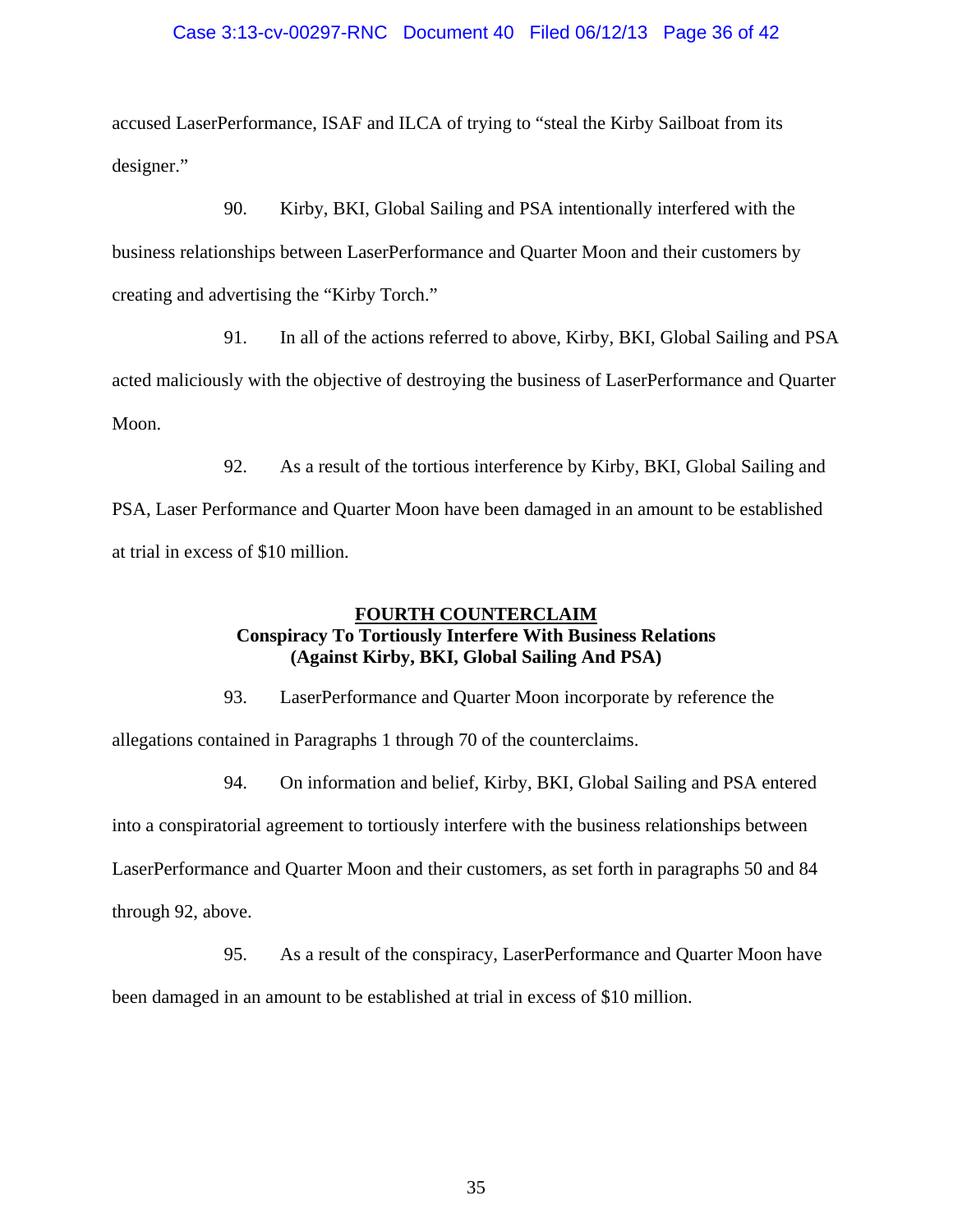accused LaserPerformance, ISAF and ILCA of trying to "steal the Kirby Sailboat from its designer."

90. Kirby, BKI, Global Sailing and PSA intentionally interfered with the business relationships between LaserPerformance and Quarter Moon and their customers by creating and advertising the "Kirby Torch."

91. In all of the actions referred to above, Kirby, BKI, Global Sailing and PSA acted maliciously with the objective of destroying the business of LaserPerformance and Quarter Moon.

92. As a result of the tortious interference by Kirby, BKI, Global Sailing and PSA, Laser Performance and Quarter Moon have been damaged in an amount to be established at trial in excess of $10 million.

## FOURTH COUNTERCLAIM
### Conspiracy To Tortiously Interfere With Business Relations
### (Against Kirby, BKI, Global Sailing And PSA)

93. LaserPerformance and Quarter Moon incorporate by reference the allegations contained in Paragraphs 1 through 70 of the counterclaims.

94. On information and belief, Kirby, BKI, Global Sailing and PSA entered into a conspiratorial agreement to tortiously interfere with the business relationships between LaserPerformance and Quarter Moon and their customers, as set forth in paragraphs 50 and 84 through 92, above.

95. As a result of the conspiracy, LaserPerformance and Quarter Moon have been damaged in an amount to be established at trial in excess of $10 million.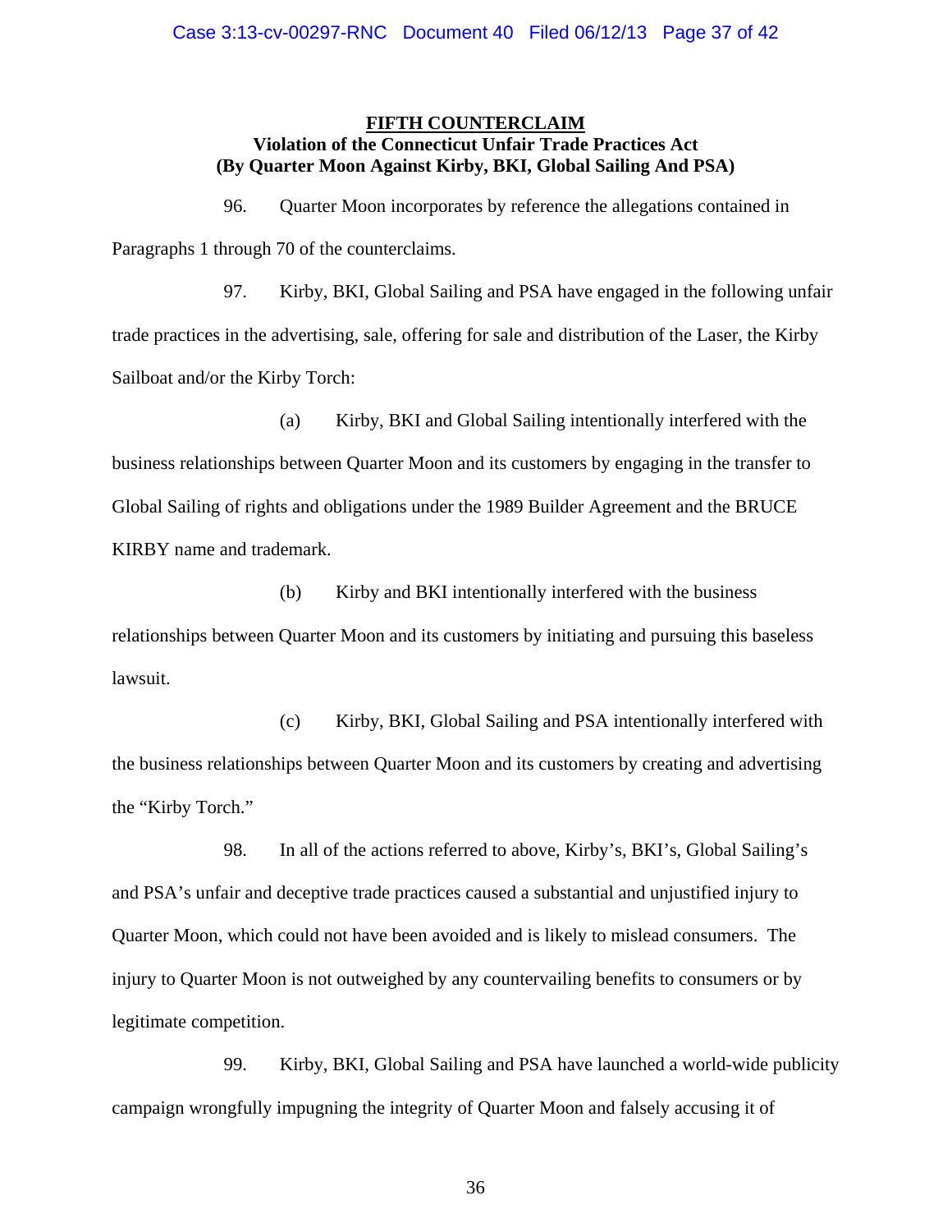## FIFTH COUNTERCLAIM

**Violation of the Connecticut Unfair Trade Practices Act**
**(By Quarter Moon Against Kirby, BKI, Global Sailing And PSA)**

96. Quarter Moon incorporates by reference the allegations contained in Paragraphs 1 through 70 of the counterclaims.

97. Kirby, BKI, Global Sailing and PSA have engaged in the following unfair trade practices in the advertising, sale, offering for sale and distribution of the Laser, the Kirby Sailboat and/or the Kirby Torch:

(a) Kirby, BKI and Global Sailing intentionally interfered with the business relationships between Quarter Moon and its customers by engaging in the transfer to Global Sailing of rights and obligations under the 1989 Builder Agreement and the BRUCE KIRBY name and trademark.

(b) Kirby and BKI intentionally interfered with the business relationships between Quarter Moon and its customers by initiating and pursuing this baseless lawsuit.

(c) Kirby, BKI, Global Sailing and PSA intentionally interfered with the business relationships between Quarter Moon and its customers by creating and advertising the "Kirby Torch."

98. In all of the actions referred to above, Kirby's, BKI's, Global Sailing's and PSA's unfair and deceptive trade practices caused a substantial and unjustified injury to Quarter Moon, which could not have been avoided and is likely to mislead consumers. The injury to Quarter Moon is not outweighed by any countervailing benefits to consumers or by legitimate competition.

99. Kirby, BKI, Global Sailing and PSA have launched a world-wide publicity campaign wrongfully impugning the integrity of Quarter Moon and falsely accusing it of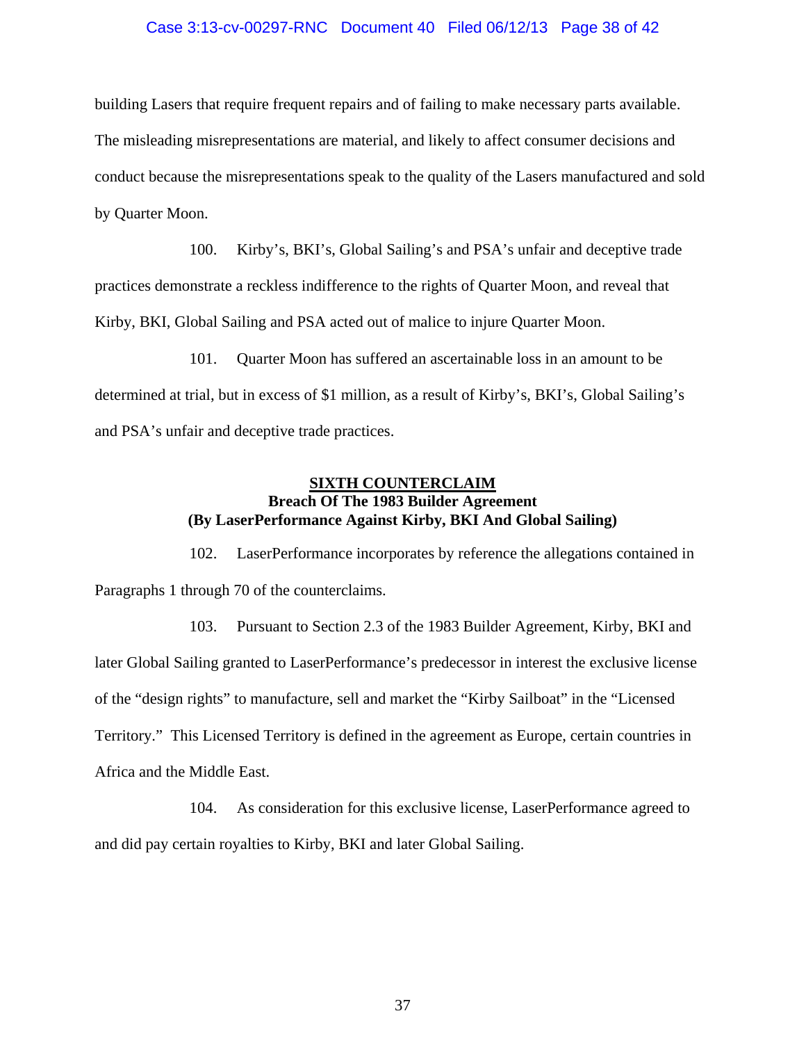building Lasers that require frequent repairs and of failing to make necessary parts available. The misleading misrepresentations are material, and likely to affect consumer decisions and conduct because the misrepresentations speak to the quality of the Lasers manufactured and sold by Quarter Moon.

100. Kirby's, BKI's, Global Sailing's and PSA's unfair and deceptive trade practices demonstrate a reckless indifference to the rights of Quarter Moon, and reveal that Kirby, BKI, Global Sailing and PSA acted out of malice to injure Quarter Moon.

101. Quarter Moon has suffered an ascertainable loss in an amount to be determined at trial, but in excess of $1 million, as a result of Kirby's, BKI's, Global Sailing's and PSA's unfair and deceptive trade practices.

## SIXTH COUNTERCLAIM

**Breach Of The 1983 Builder Agreement**
**(By LaserPerformance Against Kirby, BKI And Global Sailing)**

102. LaserPerformance incorporates by reference the allegations contained in Paragraphs 1 through 70 of the counterclaims.

103. Pursuant to Section 2.3 of the 1983 Builder Agreement, Kirby, BKI and later Global Sailing granted to LaserPerformance's predecessor in interest the exclusive license of the "design rights" to manufacture, sell and market the "Kirby Sailboat" in the "Licensed Territory." This Licensed Territory is defined in the agreement as Europe, certain countries in Africa and the Middle East.

104. As consideration for this exclusive license, LaserPerformance agreed to and did pay certain royalties to Kirby, BKI and later Global Sailing.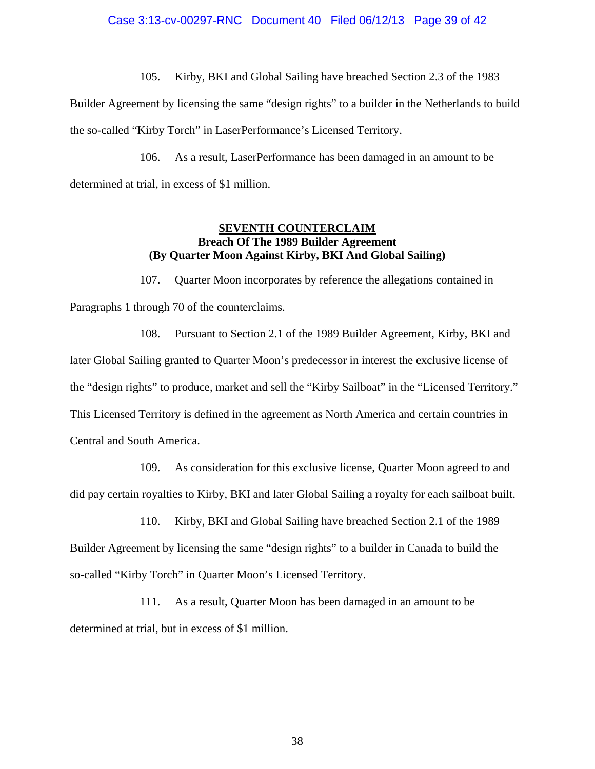105. Kirby, BKI and Global Sailing have breached Section 2.3 of the 1983 Builder Agreement by licensing the same "design rights" to a builder in the Netherlands to build the so-called "Kirby Torch" in LaserPerformance's Licensed Territory.

106. As a result, LaserPerformance has been damaged in an amount to be determined at trial, in excess of $1 million.

## SEVENTH COUNTERCLAIM
### Breach Of The 1989 Builder Agreement
### (By Quarter Moon Against Kirby, BKI And Global Sailing)

107. Quarter Moon incorporates by reference the allegations contained in Paragraphs 1 through 70 of the counterclaims.

108. Pursuant to Section 2.1 of the 1989 Builder Agreement, Kirby, BKI and later Global Sailing granted to Quarter Moon's predecessor in interest the exclusive license of the "design rights" to produce, market and sell the "Kirby Sailboat" in the "Licensed Territory." This Licensed Territory is defined in the agreement as North America and certain countries in Central and South America.

109. As consideration for this exclusive license, Quarter Moon agreed to and did pay certain royalties to Kirby, BKI and later Global Sailing a royalty for each sailboat built.

110. Kirby, BKI and Global Sailing have breached Section 2.1 of the 1989 Builder Agreement by licensing the same "design rights" to a builder in Canada to build the so-called "Kirby Torch" in Quarter Moon's Licensed Territory.

111. As a result, Quarter Moon has been damaged in an amount to be determined at trial, but in excess of $1 million.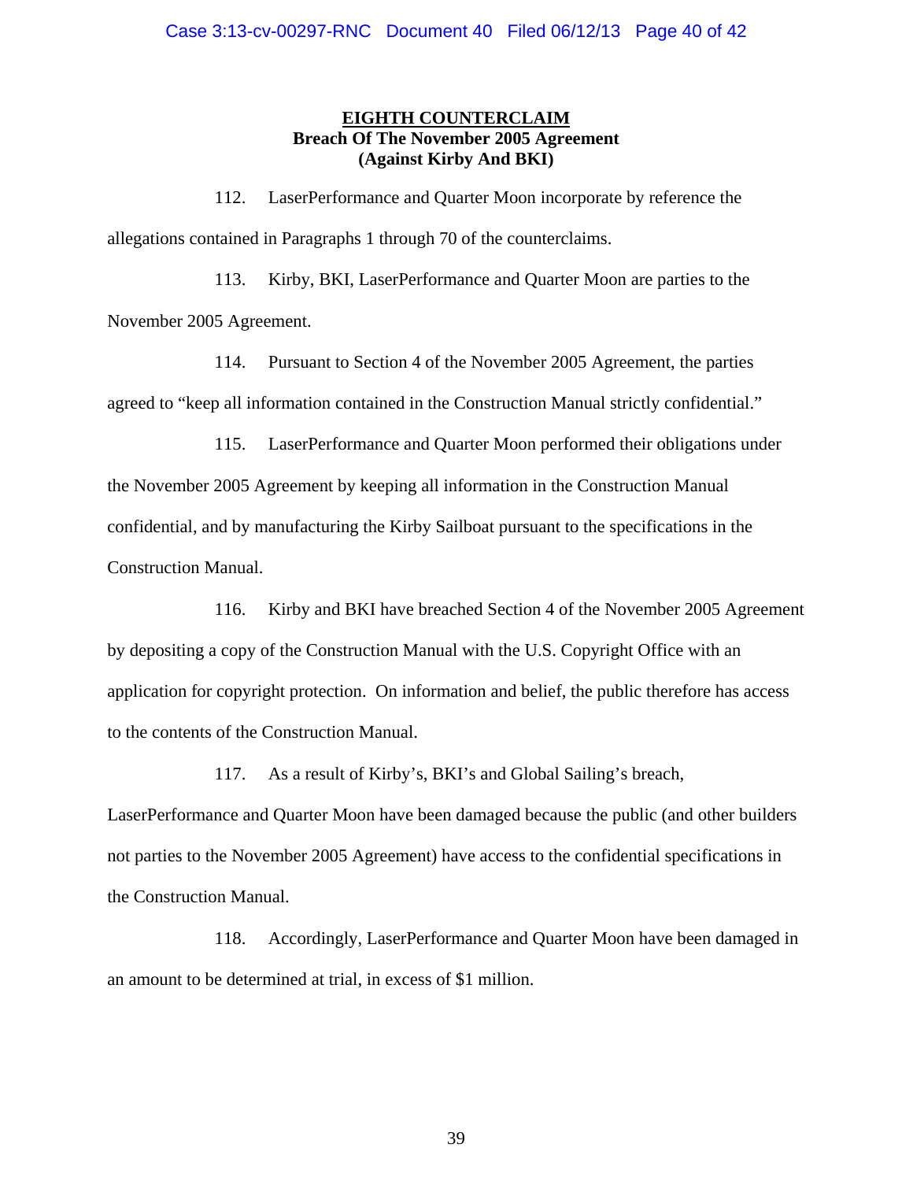**EIGHTH COUNTERCLAIM**
**Breach Of The November 2005 Agreement**
**(Against Kirby And BKI)**

112. LaserPerformance and Quarter Moon incorporate by reference the allegations contained in Paragraphs 1 through 70 of the counterclaims.

113. Kirby, BKI, LaserPerformance and Quarter Moon are parties to the November 2005 Agreement.

114. Pursuant to Section 4 of the November 2005 Agreement, the parties agreed to "keep all information contained in the Construction Manual strictly confidential."

115. LaserPerformance and Quarter Moon performed their obligations under the November 2005 Agreement by keeping all information in the Construction Manual confidential, and by manufacturing the Kirby Sailboat pursuant to the specifications in the Construction Manual.

116. Kirby and BKI have breached Section 4 of the November 2005 Agreement by depositing a copy of the Construction Manual with the U.S. Copyright Office with an application for copyright protection. On information and belief, the public therefore has access to the contents of the Construction Manual.

117. As a result of Kirby's, BKI's and Global Sailing's breach, LaserPerformance and Quarter Moon have been damaged because the public (and other builders not parties to the November 2005 Agreement) have access to the confidential specifications in the Construction Manual.

118. Accordingly, LaserPerformance and Quarter Moon have been damaged in an amount to be determined at trial, in excess of $1 million.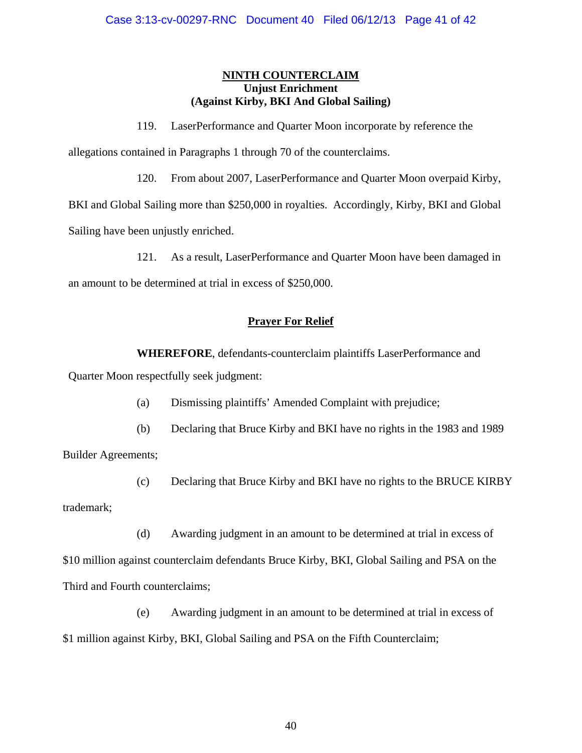**NINTH COUNTERCLAIM**
**Unjust Enrichment**
**(Against Kirby, BKI And Global Sailing)**

119. LaserPerformance and Quarter Moon incorporate by reference the allegations contained in Paragraphs 1 through 70 of the counterclaims.

120. From about 2007, LaserPerformance and Quarter Moon overpaid Kirby, BKI and Global Sailing more than $250,000 in royalties. Accordingly, Kirby, BKI and Global Sailing have been unjustly enriched.

121. As a result, LaserPerformance and Quarter Moon have been damaged in an amount to be determined at trial in excess of $250,000.

**Prayer For Relief**

**WHEREFORE**, defendants-counterclaim plaintiffs LaserPerformance and Quarter Moon respectfully seek judgment:

(a) Dismissing plaintiffs' Amended Complaint with prejudice;

(b) Declaring that Bruce Kirby and BKI have no rights in the 1983 and 1989 Builder Agreements;

(c) Declaring that Bruce Kirby and BKI have no rights to the BRUCE KIRBY trademark;

(d) Awarding judgment in an amount to be determined at trial in excess of $10 million against counterclaim defendants Bruce Kirby, BKI, Global Sailing and PSA on the Third and Fourth counterclaims;

(e) Awarding judgment in an amount to be determined at trial in excess of $1 million against Kirby, BKI, Global Sailing and PSA on the Fifth Counterclaim;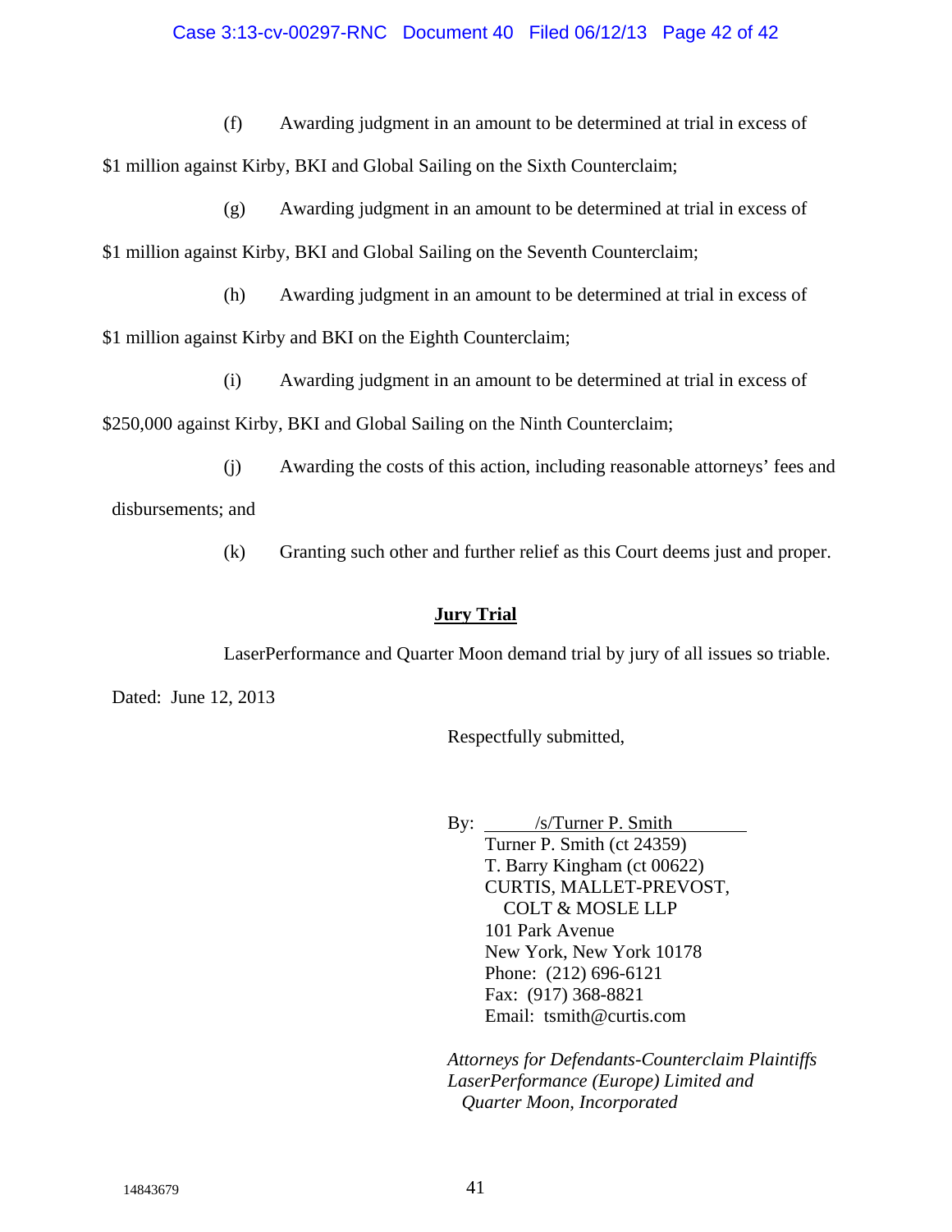(f) Awarding judgment in an amount to be determined at trial in excess of $1 million against Kirby, BKI and Global Sailing on the Sixth Counterclaim;

(g) Awarding judgment in an amount to be determined at trial in excess of $1 million against Kirby, BKI and Global Sailing on the Seventh Counterclaim;

(h) Awarding judgment in an amount to be determined at trial in excess of $1 million against Kirby and BKI on the Eighth Counterclaim;

(i) Awarding judgment in an amount to be determined at trial in excess of $250,000 against Kirby, BKI and Global Sailing on the Ninth Counterclaim;

(j) Awarding the costs of this action, including reasonable attorneys' fees and disbursements; and

(k) Granting such other and further relief as this Court deems just and proper.

**Jury Trial**

LaserPerformance and Quarter Moon demand trial by jury of all issues so triable.

Dated: June 12, 2013

Respectfully submitted,

By: /s/Turner P. Smith
Turner P. Smith (ct 24359)
T. Barry Kingham (ct 00622)
CURTIS, MALLET-PREVOST, COLT & MOSLE LLP
101 Park Avenue
New York, New York 10178
Phone: (212) 696-6121
Fax: (917) 368-8821
Email: tsmith@curtis.com

*Attorneys for Defendants-Counterclaim Plaintiffs LaserPerformance (Europe) Limited and Quarter Moon, Incorporated*

14843679